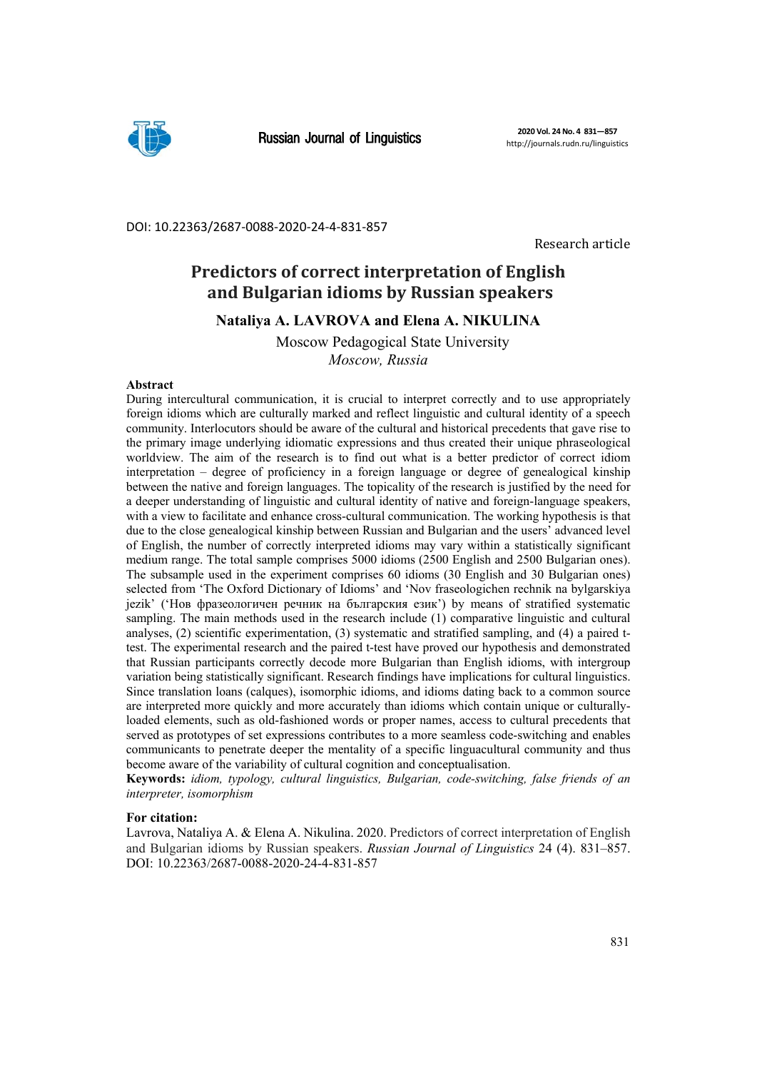DOI: 10.22363/2687-0088-2020-24-4-831-857

Research article

# Predictors of correct interpretation of English and Bulgarian idioms by Russian speakers

**Nataliya A. LAVROVA and Elena A. NIKULINA**

Moscow Pedagogical State University
*Moscow, Russia*

**Abstract**

During intercultural communication, it is crucial to interpret correctly and to use appropriately foreign idioms which are culturally marked and reflect linguistic and cultural identity of a speech community. Interlocutors should be aware of the cultural and historical precedents that gave rise to the primary image underlying idiomatic expressions and thus created their unique phraseological worldview. The aim of the research is to find out what is a better predictor of correct idiom interpretation – degree of proficiency in a foreign language or degree of genealogical kinship between the native and foreign languages. The topicality of the research is justified by the need for a deeper understanding of linguistic and cultural identity of native and foreign-language speakers, with a view to facilitate and enhance cross-cultural communication. The working hypothesis is that due to the close genealogical kinship between Russian and Bulgarian and the users' advanced level of English, the number of correctly interpreted idioms may vary within a statistically significant medium range. The total sample comprises 5000 idioms (2500 English and 2500 Bulgarian ones). The subsample used in the experiment comprises 60 idioms (30 English and 30 Bulgarian ones) selected from 'The Oxford Dictionary of Idioms' and 'Nov fraseologichen rechnik na bylgarskiya jezik' ('Нов фразеологичен речник на българския език') by means of stratified systematic sampling. The main methods used in the research include (1) comparative linguistic and cultural analyses, (2) scientific experimentation, (3) systematic and stratified sampling, and (4) a paired t-test. The experimental research and the paired t-test have proved our hypothesis and demonstrated that Russian participants correctly decode more Bulgarian than English idioms, with intergroup variation being statistically significant. Research findings have implications for cultural linguistics. Since translation loans (calques), isomorphic idioms, and idioms dating back to a common source are interpreted more quickly and more accurately than idioms which contain unique or culturally-loaded elements, such as old-fashioned words or proper names, access to cultural precedents that served as prototypes of set expressions contributes to a more seamless code-switching and enables communicants to penetrate deeper the mentality of a specific linguacultural community and thus become aware of the variability of cultural cognition and conceptualisation.

**Keywords:** *idiom, typology, cultural linguistics, Bulgarian, code-switching, false friends of an interpreter, isomorphism*

**For citation:**

Lavrova, Nataliya A. & Elena A. Nikulina. 2020. Predictors of correct interpretation of English and Bulgarian idioms by Russian speakers. *Russian Journal of Linguistics* 24 (4). 831–857. DOI: 10.22363/2687-0088-2020-24-4-831-857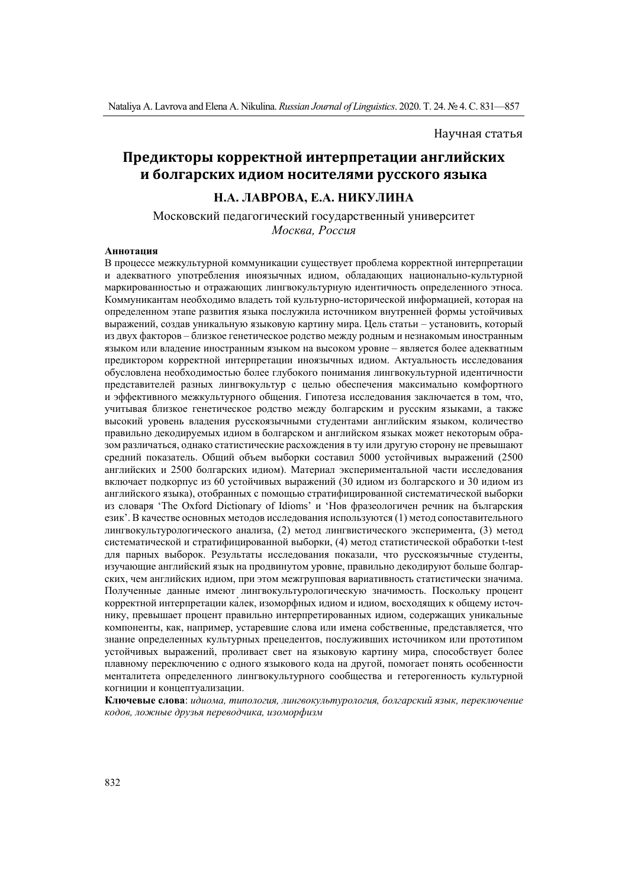Научная статья

# Предикторы корректной интерпретации английских и болгарских идиом носителями русского языка

## Н.А. ЛАВРОВА, Е.А. НИКУЛИНА

Московский педагогический государственный университет
*Москва, Россия*

**Аннотация**

В процессе межкультурной коммуникации существует проблема корректной интерпретации и адекватного употребления иноязычных идиом, обладающих национально-культурной маркированностью и отражающих лингвокультурную идентичность определенного этноса. Коммуникантам необходимо владеть той культурно-исторической информацией, которая на определенном этапе развития языка послужила источником внутренней формы устойчивых выражений, создав уникальную языковую картину мира. Цель статьи – установить, который из двух факторов – близкое генетическое родство между родным и незнакомым иностранным языком или владение иностранным языком на высоком уровне – является более адекватным предиктором корректной интерпретации иноязычных идиом. Актуальность исследования обусловлена необходимостью более глубокого понимания лингвокультурной идентичности представителей разных лингвокультур с целью обеспечения максимально комфортного и эффективного межкультурного общения. Гипотеза исследования заключается в том, что, учитывая близкое генетическое родство между болгарским и русским языками, а также высокий уровень владения русскоязычными студентами английским языком, количество правильно декодируемых идиом в болгарском и английском языках может некоторым образом различаться, однако статистические расхождения в ту или другую сторону не превышают средний показатель. Общий объем выборки составил 5000 устойчивых выражений (2500 английских и 2500 болгарских идиом). Материал экспериментальной части исследования включает подкорпус из 60 устойчивых выражений (30 идиом из болгарского и 30 идиом из английского языка), отобранных с помощью стратифицированной систематической выборки из словаря ‘The Oxford Dictionary of Idioms’ и ‘Нов фразеологичен речник на българския език’. В качестве основных методов исследования используются (1) метод сопоставительного лингвокультурологического анализа, (2) метод лингвистического эксперимента, (3) метод систематической и стратифицированной выборки, (4) метод статистической обработки t-test для парных выборок. Результаты исследования показали, что русскоязычные студенты, изучающие английский язык на продвинутом уровне, правильно декодируют больше болгарских, чем английских идиом, при этом межгрупповая вариативность статистически значима. Полученные данные имеют лингвокультурологическую значимость. Поскольку процент корректной интерпретации ка́лек, изоморфных идиом и идиом, восходящих к общему источнику, превышает процент правильно интерпретированных идиом, содержащих уникальные компоненты, как, например, устаревшие слова или имена собственные, представляется, что знание определенных культурных прецедентов, послуживших источником или прототипом устойчивых выражений, проливает свет на языковую картину мира, способствует более плавному переключению с одного языкового кода на другой, помогает понять особенности менталитета определенного лингвокультурного сообщества и гетерогенность культурной когниции и концептуализации.

**Ключевые слова**: *идиома, типология, лингвокультурология, болгарский язык, переключение кодов, ложные друзья переводчика, изоморфизм*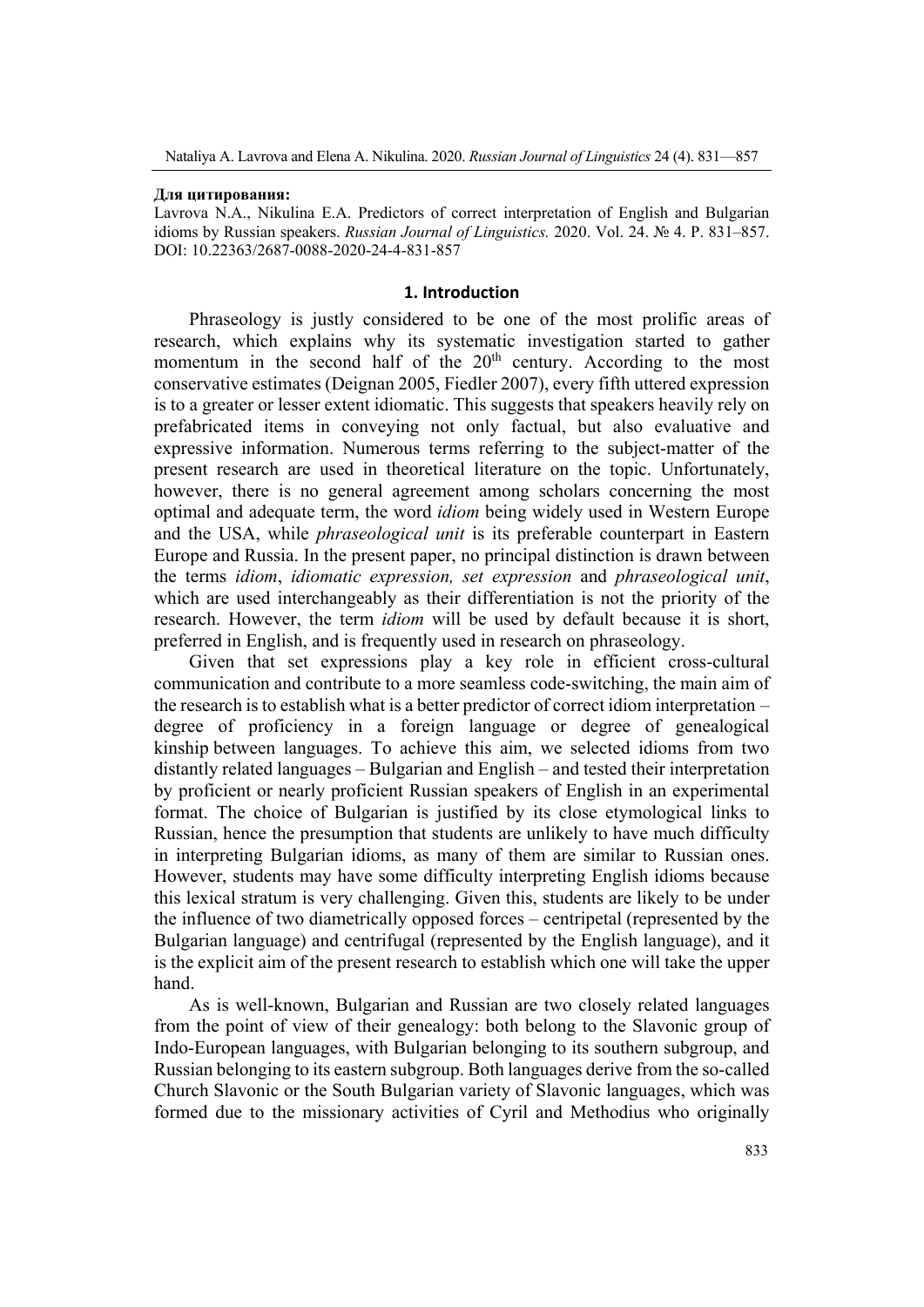**Для цитирования:**

Lavrova N.A., Nikulina E.A. Predictors of correct interpretation of English and Bulgarian idioms by Russian speakers. *Russian Journal of Linguistics.* 2020. Vol. 24. № 4. P. 831–857. DOI: 10.22363/2687-0088-2020-24-4-831-857

## 1. Introduction

Phraseology is justly considered to be one of the most prolific areas of research, which explains why its systematic investigation started to gather momentum in the second half of the 20th century. According to the most conservative estimates (Deignan 2005, Fiedler 2007), every fifth uttered expression is to a greater or lesser extent idiomatic. This suggests that speakers heavily rely on prefabricated items in conveying not only factual, but also evaluative and expressive information. Numerous terms referring to the subject-matter of the present research are used in theoretical literature on the topic. Unfortunately, however, there is no general agreement among scholars concerning the most optimal and adequate term, the word *idiom* being widely used in Western Europe and the USA, while *phraseological unit* is its preferable counterpart in Eastern Europe and Russia. In the present paper, no principal distinction is drawn between the terms *idiom*, *idiomatic expression, set expression* and *phraseological unit*, which are used interchangeably as their differentiation is not the priority of the research. However, the term *idiom* will be used by default because it is short, preferred in English, and is frequently used in research on phraseology.

Given that set expressions play a key role in efficient cross-cultural communication and contribute to a more seamless code-switching, the main aim of the research is to establish what is a better predictor of correct idiom interpretation – degree of proficiency in a foreign language or degree of genealogical kinship between languages. To achieve this aim, we selected idioms from two distantly related languages – Bulgarian and English – and tested their interpretation by proficient or nearly proficient Russian speakers of English in an experimental format. The choice of Bulgarian is justified by its close etymological links to Russian, hence the presumption that students are unlikely to have much difficulty in interpreting Bulgarian idioms, as many of them are similar to Russian ones. However, students may have some difficulty interpreting English idioms because this lexical stratum is very challenging. Given this, students are likely to be under the influence of two diametrically opposed forces – centripetal (represented by the Bulgarian language) and centrifugal (represented by the English language), and it is the explicit aim of the present research to establish which one will take the upper hand.

As is well-known, Bulgarian and Russian are two closely related languages from the point of view of their genealogy: both belong to the Slavonic group of Indo-European languages, with Bulgarian belonging to its southern subgroup, and Russian belonging to its eastern subgroup. Both languages derive from the so-called Church Slavonic or the South Bulgarian variety of Slavonic languages, which was formed due to the missionary activities of Cyril and Methodius who originally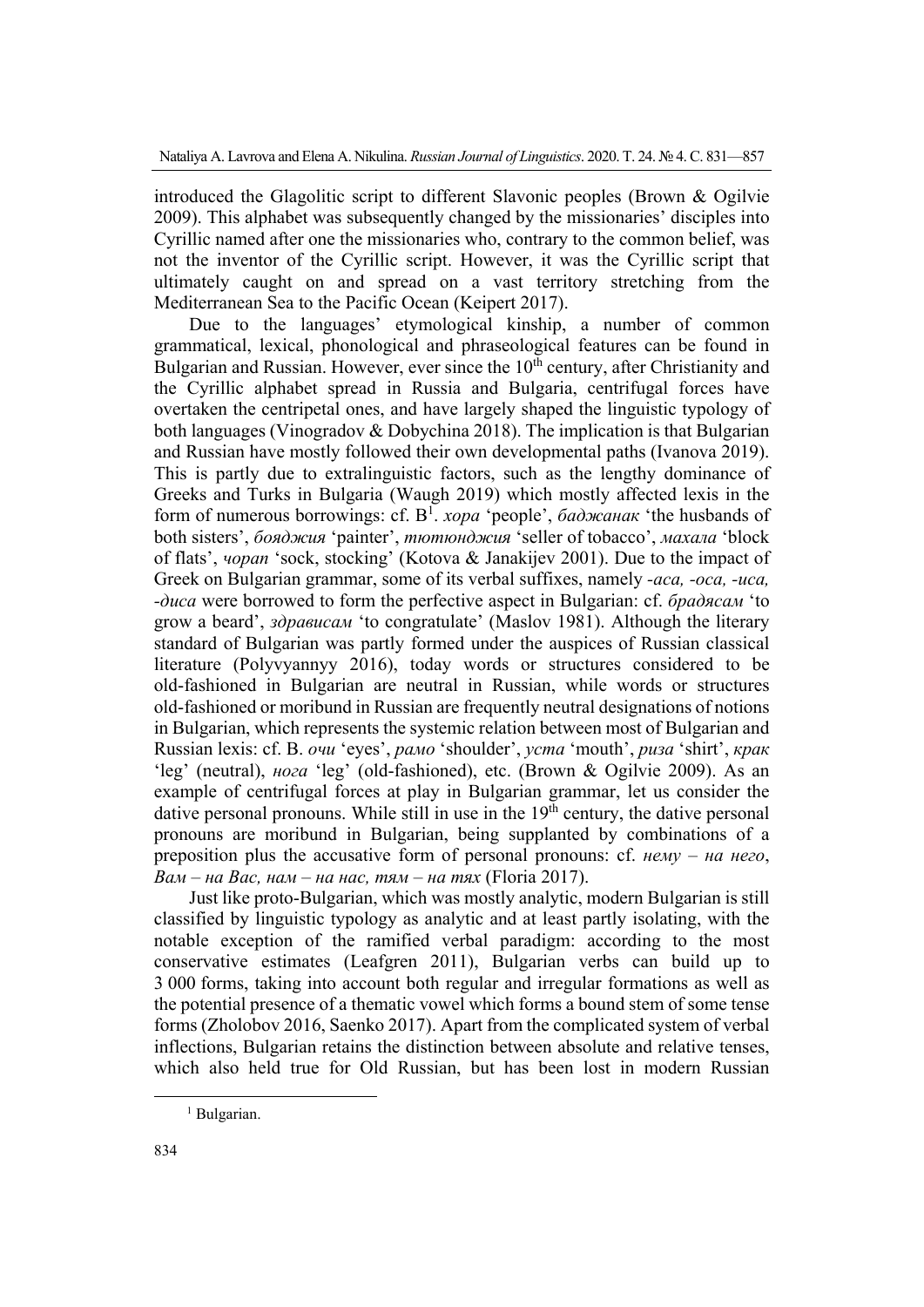introduced the Glagolitic script to different Slavonic peoples (Brown & Ogilvie 2009). This alphabet was subsequently changed by the missionaries' disciples into Cyrillic named after one the missionaries who, contrary to the common belief, was not the inventor of the Cyrillic script. However, it was the Cyrillic script that ultimately caught on and spread on a vast territory stretching from the Mediterranean Sea to the Pacific Ocean (Keipert 2017).

Due to the languages' etymological kinship, a number of common grammatical, lexical, phonological and phraseological features can be found in Bulgarian and Russian. However, ever since the 10th century, after Christianity and the Cyrillic alphabet spread in Russia and Bulgaria, centrifugal forces have overtaken the centripetal ones, and have largely shaped the linguistic typology of both languages (Vinogradov & Dobychina 2018). The implication is that Bulgarian and Russian have mostly followed their own developmental paths (Ivanova 2019). This is partly due to extralinguistic factors, such as the lengthy dominance of Greeks and Turks in Bulgaria (Waugh 2019) which mostly affected lexis in the form of numerous borrowings: cf. B[1]. *хора* 'people', *баджанак* 'the husbands of both sisters', *бояджия* 'painter', *тютюнджия* 'seller of tobacco', *махала* 'block of flats', *чорап* 'sock, stocking' (Kotova & Janakijev 2001). Due to the impact of Greek on Bulgarian grammar, some of its verbal suffixes, namely *-аса, -оса, -иса, -диса* were borrowed to form the perfective aspect in Bulgarian: cf. *брадясам* 'to grow a beard', *здрависам* 'to congratulate' (Maslov 1981). Although the literary standard of Bulgarian was partly formed under the auspices of Russian classical literature (Polyvyannyy 2016), today words or structures considered to be old-fashioned in Bulgarian are neutral in Russian, while words or structures old-fashioned or moribund in Russian are frequently neutral designations of notions in Bulgarian, which represents the systemic relation between most of Bulgarian and Russian lexis: cf. B. *очи* 'eyes', *рамо* 'shoulder', *уста* 'mouth', *риза* 'shirt', *крак* 'leg' (neutral), *нога* 'leg' (old-fashioned), etc. (Brown & Ogilvie 2009). As an example of centrifugal forces at play in Bulgarian grammar, let us consider the dative personal pronouns. While still in use in the 19th century, the dative personal pronouns are moribund in Bulgarian, being supplanted by combinations of a preposition plus the accusative form of personal pronouns: cf. *нему – на него*, *Вам – на Вас, нам – на нас, тям – на тях* (Floria 2017).

Just like proto-Bulgarian, which was mostly analytic, modern Bulgarian is still classified by linguistic typology as analytic and at least partly isolating, with the notable exception of the ramified verbal paradigm: according to the most conservative estimates (Leafgren 2011), Bulgarian verbs can build up to 3 000 forms, taking into account both regular and irregular formations as well as the potential presence of a thematic vowel which forms a bound stem of some tense forms (Zholobov 2016, Saenko 2017). Apart from the complicated system of verbal inflections, Bulgarian retains the distinction between absolute and relative tenses, which also held true for Old Russian, but has been lost in modern Russian

[1] Bulgarian.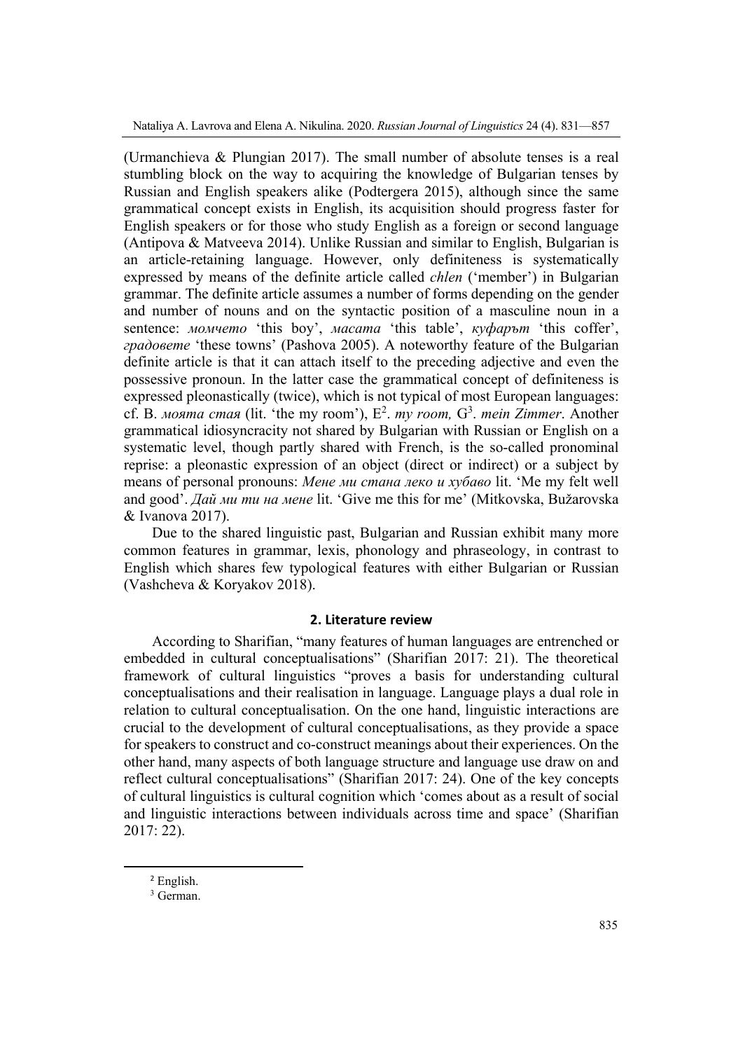(Urmanchieva & Plungian 2017). The small number of absolute tenses is a real stumbling block on the way to acquiring the knowledge of Bulgarian tenses by Russian and English speakers alike (Podtergera 2015), although since the same grammatical concept exists in English, its acquisition should progress faster for English speakers or for those who study English as a foreign or second language (Antipova & Matveeva 2014). Unlike Russian and similar to English, Bulgarian is an article-retaining language. However, only definiteness is systematically expressed by means of the definite article called *chlen* ('member') in Bulgarian grammar. The definite article assumes a number of forms depending on the gender and number of nouns and on the syntactic position of a masculine noun in a sentence: *момчето* 'this boy', *масата* 'this table', *куфарът* 'this coffer', *градовете* 'these towns' (Pashova 2005). A noteworthy feature of the Bulgarian definite article is that it can attach itself to the preceding adjective and even the possessive pronoun. In the latter case the grammatical concept of definiteness is expressed pleonastically (twice), which is not typical of most European languages: cf. B. *моята стая* (lit. 'the my room'), E[2]. *my room,* G[3]. *mein Zimmer*. Another grammatical idiosyncracity not shared by Bulgarian with Russian or English on a systematic level, though partly shared with French, is the so-called pronominal reprise: a pleonastic expression of an object (direct or indirect) or a subject by means of personal pronouns: *Мене ми стана леко и хубаво* lit. 'Me my felt well and good'. *Дай ми ти на мене* lit. 'Give me this for me' (Mitkovska, Bužarovska & Ivanova 2017).

Due to the shared linguistic past, Bulgarian and Russian exhibit many more common features in grammar, lexis, phonology and phraseology, in contrast to English which shares few typological features with either Bulgarian or Russian (Vashcheva & Koryakov 2018).

## 2. Literature review

According to Sharifian, "many features of human languages are entrenched or embedded in cultural conceptualisations" (Sharifian 2017: 21). The theoretical framework of cultural linguistics "proves a basis for understanding cultural conceptualisations and their realisation in language. Language plays a dual role in relation to cultural conceptualisation. On the one hand, linguistic interactions are crucial to the development of cultural conceptualisations, as they provide a space for speakers to construct and co-construct meanings about their experiences. On the other hand, many aspects of both language structure and language use draw on and reflect cultural conceptualisations" (Sharifian 2017: 24). One of the key concepts of cultural linguistics is cultural cognition which 'comes about as a result of social and linguistic interactions between individuals across time and space' (Sharifian 2017: 22).

---

[2] English.

[3] German.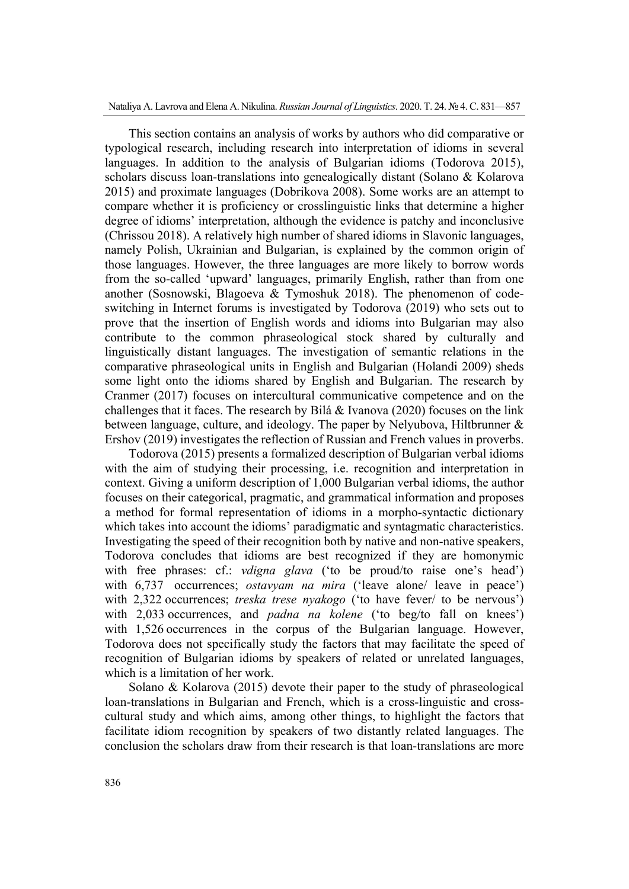This section contains an analysis of works by authors who did comparative or typological research, including research into interpretation of idioms in several languages. In addition to the analysis of Bulgarian idioms (Todorova 2015), scholars discuss loan-translations into genealogically distant (Solano & Kolarova 2015) and proximate languages (Dobrikova 2008). Some works are an attempt to compare whether it is proficiency or crosslinguistic links that determine a higher degree of idioms' interpretation, although the evidence is patchy and inconclusive (Chrissou 2018). A relatively high number of shared idioms in Slavonic languages, namely Polish, Ukrainian and Bulgarian, is explained by the common origin of those languages. However, the three languages are more likely to borrow words from the so-called 'upward' languages, primarily English, rather than from one another (Sosnowski, Blagoeva & Tymoshuk 2018). The phenomenon of code-switching in Internet forums is investigated by Todorova (2019) who sets out to prove that the insertion of English words and idioms into Bulgarian may also contribute to the common phraseological stock shared by culturally and linguistically distant languages. The investigation of semantic relations in the comparative phraseological units in English and Bulgarian (Holandi 2009) sheds some light onto the idioms shared by English and Bulgarian. The research by Cranmer (2017) focuses on intercultural communicative competence and on the challenges that it faces. The research by Bilá & Ivanova (2020) focuses on the link between language, culture, and ideology. The paper by Nelyubova, Hiltbrunner & Ershov (2019) investigates the reflection of Russian and French values in proverbs.

Todorova (2015) presents a formalized description of Bulgarian verbal idioms with the aim of studying their processing, i.e. recognition and interpretation in context. Giving a uniform description of 1,000 Bulgarian verbal idioms, the author focuses on their categorical, pragmatic, and grammatical information and proposes a method for formal representation of idioms in a morpho-syntactic dictionary which takes into account the idioms' paradigmatic and syntagmatic characteristics. Investigating the speed of their recognition both by native and non-native speakers, Todorova concludes that idioms are best recognized if they are homonymic with free phrases: cf.: *vdigna glava* ('to be proud/to raise one's head') with 6,737 occurrences; *ostavyam na mira* ('leave alone/ leave in peace') with 2,322 occurrences; *treska trese nyakogo* ('to have fever/ to be nervous') with 2,033 occurrences, and *padna na kolene* ('to beg/to fall on knees') with 1,526 occurrences in the corpus of the Bulgarian language. However, Todorova does not specifically study the factors that may facilitate the speed of recognition of Bulgarian idioms by speakers of related or unrelated languages, which is a limitation of her work.

Solano & Kolarova (2015) devote their paper to the study of phraseological loan-translations in Bulgarian and French, which is a cross-linguistic and cross-cultural study and which aims, among other things, to highlight the factors that facilitate idiom recognition by speakers of two distantly related languages. The conclusion the scholars draw from their research is that loan-translations are more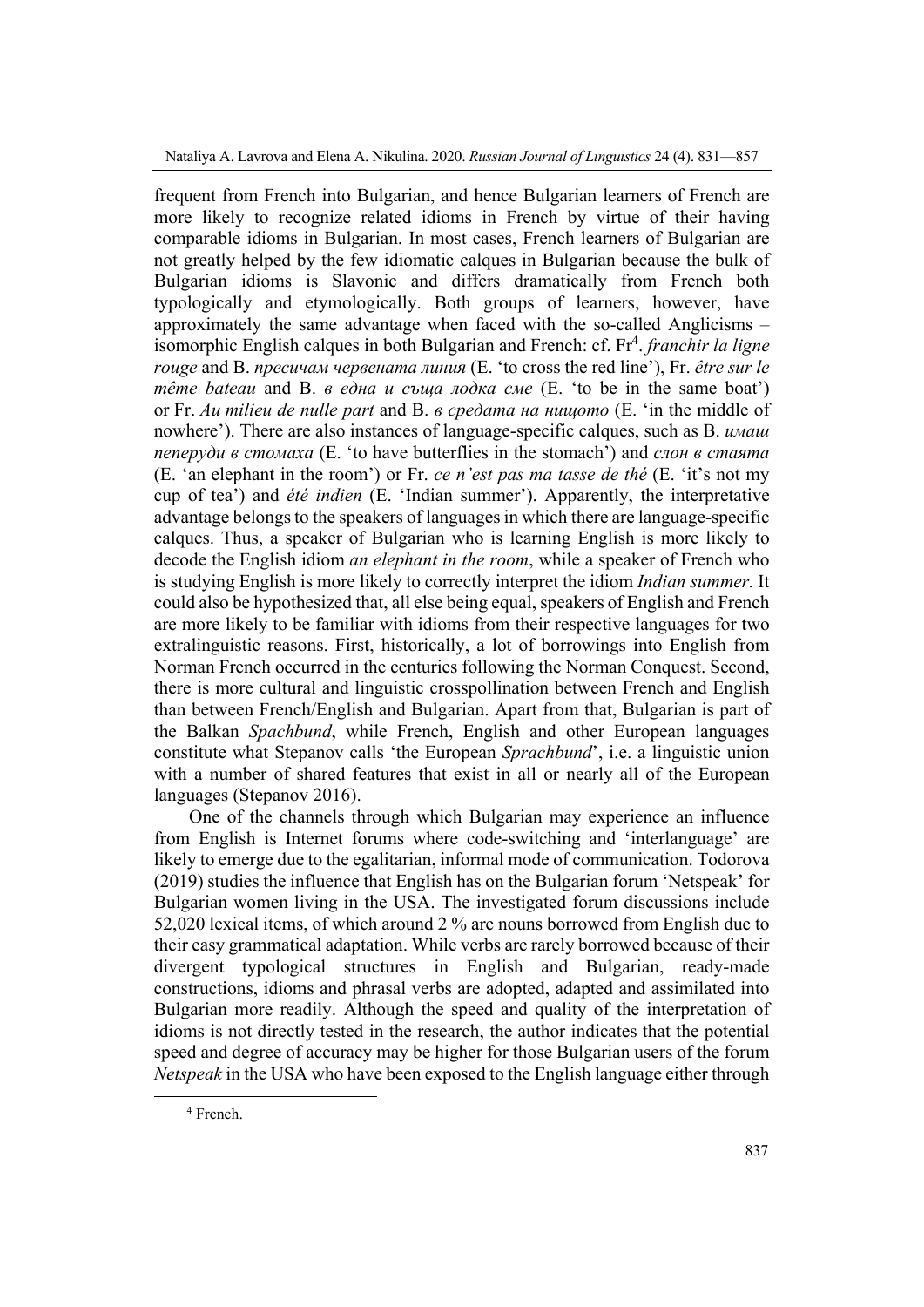frequent from French into Bulgarian, and hence Bulgarian learners of French are more likely to recognize related idioms in French by virtue of their having comparable idioms in Bulgarian. In most cases, French learners of Bulgarian are not greatly helped by the few idiomatic calques in Bulgarian because the bulk of Bulgarian idioms is Slavonic and differs dramatically from French both typologically and etymologically. Both groups of learners, however, have approximately the same advantage when faced with the so-called Anglicisms – isomorphic English calques in both Bulgarian and French: cf. Fr[4]. *franchir la ligne rouge* and B. *пресичам червената линия* (E. 'to cross the red line'), Fr. *être sur le même bateau* and B. *в една и съща лодка сме* (E. 'to be in the same boat') or Fr. *Au milieu de nulle part* and B. *в средата на нищото* (E. 'in the middle of nowhere'). There are also instances of language-specific calques, such as B. *имаш пеперуди в стомаха* (E. 'to have butterflies in the stomach') and *слон в стаята* (E. 'an elephant in the room') or Fr. *ce n'est pas ma tasse de thé* (E. 'it's not my cup of tea') and *été indien* (E. 'Indian summer'). Apparently, the interpretative advantage belongs to the speakers of languages in which there are language-specific calques. Thus, a speaker of Bulgarian who is learning English is more likely to decode the English idiom *an elephant in the room*, while a speaker of French who is studying English is more likely to correctly interpret the idiom *Indian summer.* It could also be hypothesized that, all else being equal, speakers of English and French are more likely to be familiar with idioms from their respective languages for two extralinguistic reasons. First, historically, a lot of borrowings into English from Norman French occurred in the centuries following the Norman Conquest. Second, there is more cultural and linguistic crosspollination between French and English than between French/English and Bulgarian. Apart from that, Bulgarian is part of the Balkan *Spachbund*, while French, English and other European languages constitute what Stepanov calls 'the European *Sprachbund*', i.e. a linguistic union with a number of shared features that exist in all or nearly all of the European languages (Stepanov 2016).

One of the channels through which Bulgarian may experience an influence from English is Internet forums where code-switching and 'interlanguage' are likely to emerge due to the egalitarian, informal mode of communication. Todorova (2019) studies the influence that English has on the Bulgarian forum 'Netspeak' for Bulgarian women living in the USA. The investigated forum discussions include 52,020 lexical items, of which around 2 % are nouns borrowed from English due to their easy grammatical adaptation. While verbs are rarely borrowed because of their divergent typological structures in English and Bulgarian, ready-made constructions, idioms and phrasal verbs are adopted, adapted and assimilated into Bulgarian more readily. Although the speed and quality of the interpretation of idioms is not directly tested in the research, the author indicates that the potential speed and degree of accuracy may be higher for those Bulgarian users of the forum *Netspeak* in the USA who have been exposed to the English language either through

[4] French.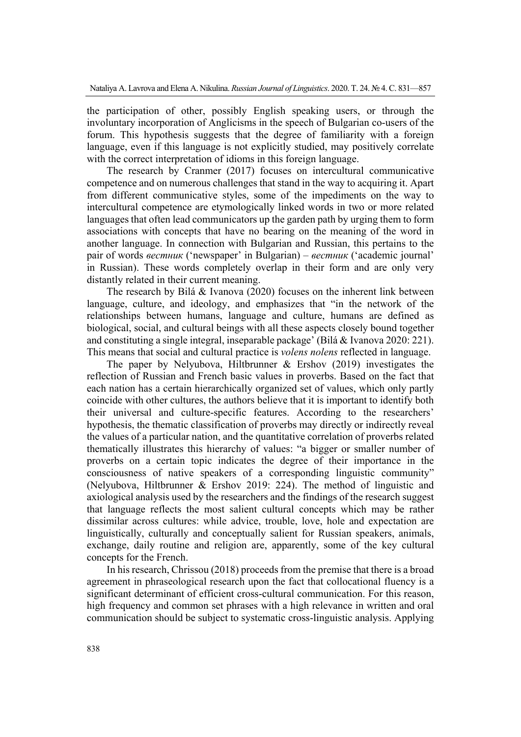the participation of other, possibly English speaking users, or through the involuntary incorporation of Anglicisms in the speech of Bulgarian co-users of the forum. This hypothesis suggests that the degree of familiarity with a foreign language, even if this language is not explicitly studied, may positively correlate with the correct interpretation of idioms in this foreign language.

The research by Cranmer (2017) focuses on intercultural communicative competence and on numerous challenges that stand in the way to acquiring it. Apart from different communicative styles, some of the impediments on the way to intercultural competence are etymologically linked words in two or more related languages that often lead communicators up the garden path by urging them to form associations with concepts that have no bearing on the meaning of the word in another language. In connection with Bulgarian and Russian, this pertains to the pair of words *вестник* ('newspaper' in Bulgarian) – *вестник* ('academic journal' in Russian). These words completely overlap in their form and are only very distantly related in their current meaning.

The research by Bilá & Ivanova (2020) focuses on the inherent link between language, culture, and ideology, and emphasizes that "in the network of the relationships between humans, language and culture, humans are defined as biological, social, and cultural beings with all these aspects closely bound together and constituting a single integral, inseparable package' (Bilá & Ivanova 2020: 221). This means that social and cultural practice is *volens nolens* reflected in language.

The paper by Nelyubova, Hiltbrunner & Ershov (2019) investigates the reflection of Russian and French basic values in proverbs. Based on the fact that each nation has a certain hierarchically organized set of values, which only partly coincide with other cultures, the authors believe that it is important to identify both their universal and culture-specific features. According to the researchers' hypothesis, the thematic classification of proverbs may directly or indirectly reveal the values of a particular nation, and the quantitative correlation of proverbs related thematically illustrates this hierarchy of values: "a bigger or smaller number of proverbs on a certain topic indicates the degree of their importance in the consciousness of native speakers of a corresponding linguistic community" (Nelyubova, Hiltbrunner & Ershov 2019: 224). The method of linguistic and axiological analysis used by the researchers and the findings of the research suggest that language reflects the most salient cultural concepts which may be rather dissimilar across cultures: while advice, trouble, love, hole and expectation are linguistically, culturally and conceptually salient for Russian speakers, animals, exchange, daily routine and religion are, apparently, some of the key cultural concepts for the French.

In his research, Chrissou (2018) proceeds from the premise that there is a broad agreement in phraseological research upon the fact that collocational fluency is a significant determinant of efficient cross-cultural communication. For this reason, high frequency and common set phrases with a high relevance in written and oral communication should be subject to systematic cross-linguistic analysis. Applying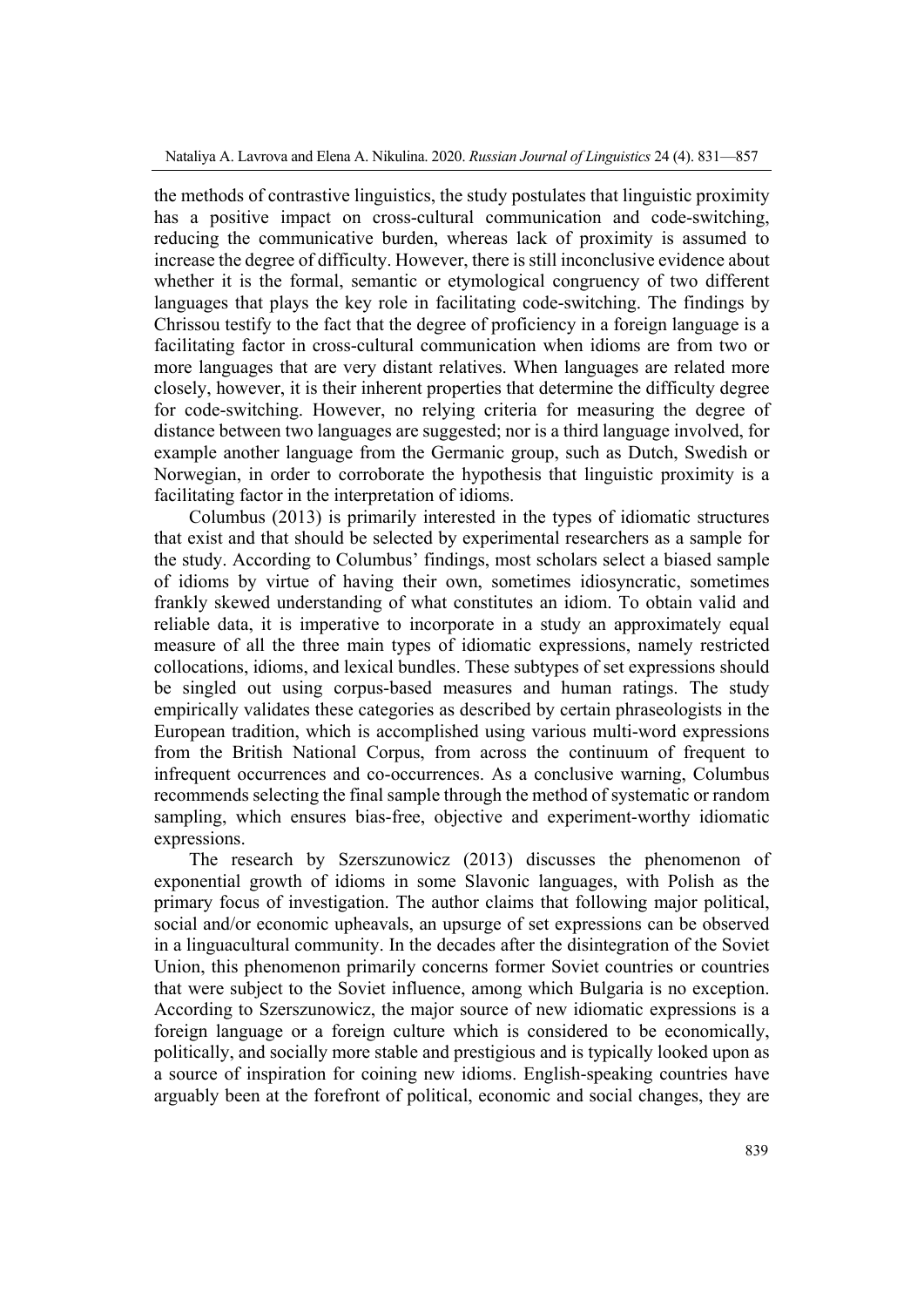the methods of contrastive linguistics, the study postulates that linguistic proximity has a positive impact on cross-cultural communication and code-switching, reducing the communicative burden, whereas lack of proximity is assumed to increase the degree of difficulty. However, there is still inconclusive evidence about whether it is the formal, semantic or etymological congruency of two different languages that plays the key role in facilitating code-switching. The findings by Chrissou testify to the fact that the degree of proficiency in a foreign language is a facilitating factor in cross-cultural communication when idioms are from two or more languages that are very distant relatives. When languages are related more closely, however, it is their inherent properties that determine the difficulty degree for code-switching. However, no relying criteria for measuring the degree of distance between two languages are suggested; nor is a third language involved, for example another language from the Germanic group, such as Dutch, Swedish or Norwegian, in order to corroborate the hypothesis that linguistic proximity is a facilitating factor in the interpretation of idioms.

Columbus (2013) is primarily interested in the types of idiomatic structures that exist and that should be selected by experimental researchers as a sample for the study. According to Columbus' findings, most scholars select a biased sample of idioms by virtue of having their own, sometimes idiosyncratic, sometimes frankly skewed understanding of what constitutes an idiom. To obtain valid and reliable data, it is imperative to incorporate in a study an approximately equal measure of all the three main types of idiomatic expressions, namely restricted collocations, idioms, and lexical bundles. These subtypes of set expressions should be singled out using corpus-based measures and human ratings. The study empirically validates these categories as described by certain phraseologists in the European tradition, which is accomplished using various multi-word expressions from the British National Corpus, from across the continuum of frequent to infrequent occurrences and co-occurrences. As a conclusive warning, Columbus recommends selecting the final sample through the method of systematic or random sampling, which ensures bias-free, objective and experiment-worthy idiomatic expressions.

The research by Szerszunowicz (2013) discusses the phenomenon of exponential growth of idioms in some Slavonic languages, with Polish as the primary focus of investigation. The author claims that following major political, social and/or economic upheavals, an upsurge of set expressions can be observed in a linguacultural community. In the decades after the disintegration of the Soviet Union, this phenomenon primarily concerns former Soviet countries or countries that were subject to the Soviet influence, among which Bulgaria is no exception. According to Szerszunowicz, the major source of new idiomatic expressions is a foreign language or a foreign culture which is considered to be economically, politically, and socially more stable and prestigious and is typically looked upon as a source of inspiration for coining new idioms. English-speaking countries have arguably been at the forefront of political, economic and social changes, they are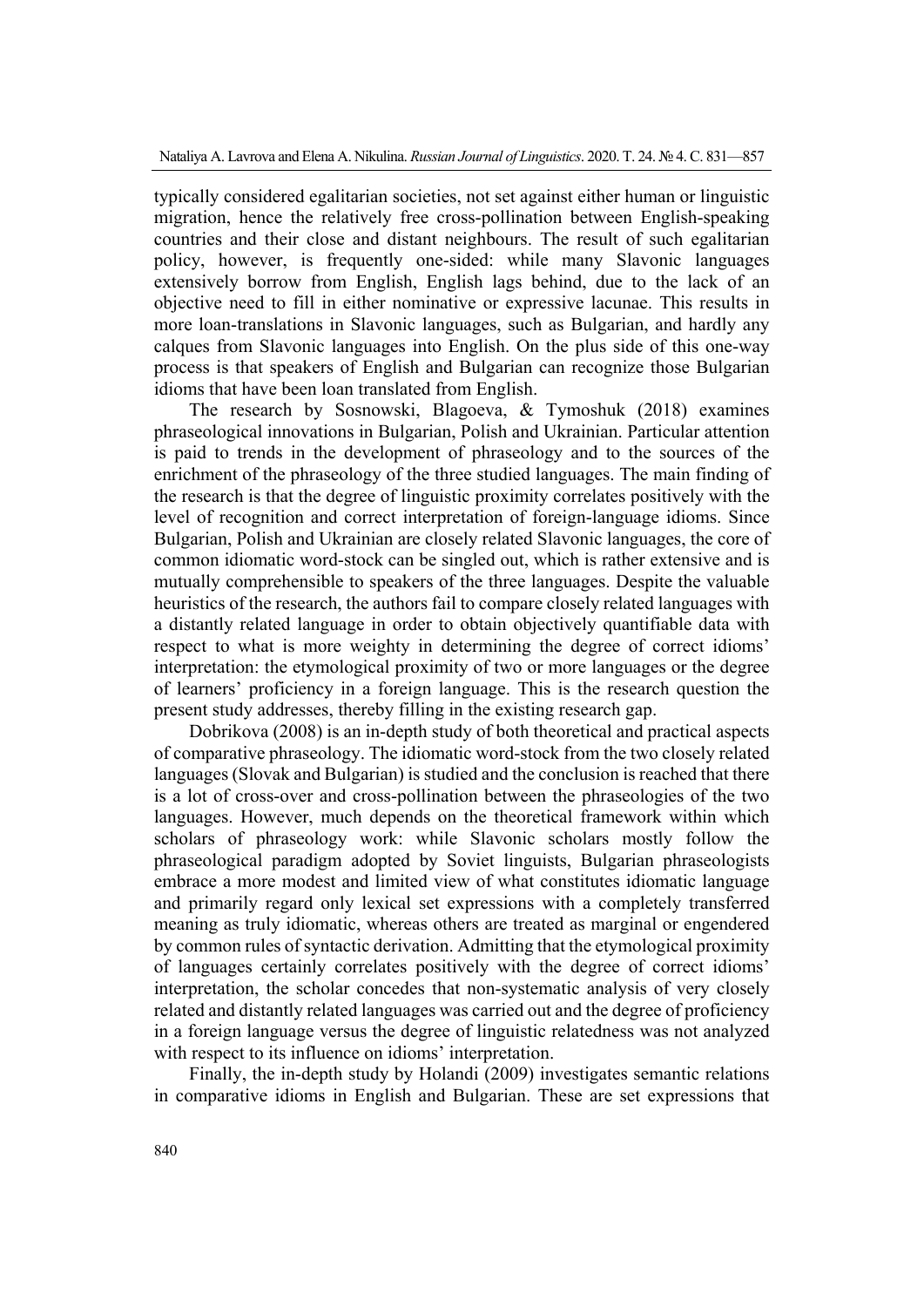typically considered egalitarian societies, not set against either human or linguistic migration, hence the relatively free cross-pollination between English-speaking countries and their close and distant neighbours. The result of such egalitarian policy, however, is frequently one-sided: while many Slavonic languages extensively borrow from English, English lags behind, due to the lack of an objective need to fill in either nominative or expressive lacunae. This results in more loan-translations in Slavonic languages, such as Bulgarian, and hardly any calques from Slavonic languages into English. On the plus side of this one-way process is that speakers of English and Bulgarian can recognize those Bulgarian idioms that have been loan translated from English.

The research by Sosnowski, Blagoeva, & Tymoshuk (2018) examines phraseological innovations in Bulgarian, Polish and Ukrainian. Particular attention is paid to trends in the development of phraseology and to the sources of the enrichment of the phraseology of the three studied languages. The main finding of the research is that the degree of linguistic proximity correlates positively with the level of recognition and correct interpretation of foreign-language idioms. Since Bulgarian, Polish and Ukrainian are closely related Slavonic languages, the core of common idiomatic word-stock can be singled out, which is rather extensive and is mutually comprehensible to speakers of the three languages. Despite the valuable heuristics of the research, the authors fail to compare closely related languages with a distantly related language in order to obtain objectively quantifiable data with respect to what is more weighty in determining the degree of correct idioms' interpretation: the etymological proximity of two or more languages or the degree of learners' proficiency in a foreign language. This is the research question the present study addresses, thereby filling in the existing research gap.

Dobrikova (2008) is an in-depth study of both theoretical and practical aspects of comparative phraseology. The idiomatic word-stock from the two closely related languages (Slovak and Bulgarian) is studied and the conclusion is reached that there is a lot of cross-over and cross-pollination between the phraseologies of the two languages. However, much depends on the theoretical framework within which scholars of phraseology work: while Slavonic scholars mostly follow the phraseological paradigm adopted by Soviet linguists, Bulgarian phraseologists embrace a more modest and limited view of what constitutes idiomatic language and primarily regard only lexical set expressions with a completely transferred meaning as truly idiomatic, whereas others are treated as marginal or engendered by common rules of syntactic derivation. Admitting that the etymological proximity of languages certainly correlates positively with the degree of correct idioms' interpretation, the scholar concedes that non-systematic analysis of very closely related and distantly related languages was carried out and the degree of proficiency in a foreign language versus the degree of linguistic relatedness was not analyzed with respect to its influence on idioms' interpretation.

Finally, the in-depth study by Holandi (2009) investigates semantic relations in comparative idioms in English and Bulgarian. These are set expressions that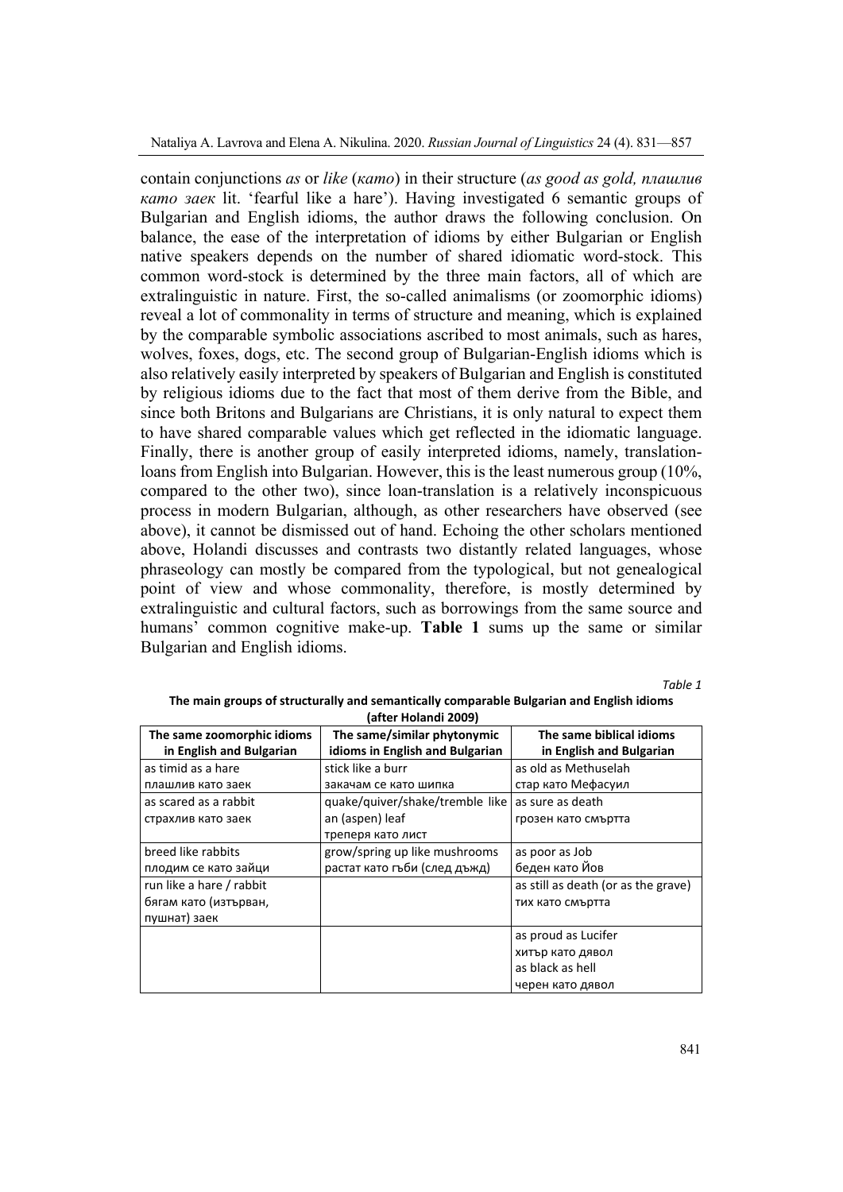contain conjunctions *as* or *like* (*като*) in their structure (*as good as gold, плашлив като заек* lit. 'fearful like a hare'). Having investigated 6 semantic groups of Bulgarian and English idioms, the author draws the following conclusion. On balance, the ease of the interpretation of idioms by either Bulgarian or English native speakers depends on the number of shared idiomatic word-stock. This common word-stock is determined by the three main factors, all of which are extralinguistic in nature. First, the so-called animalisms (or zoomorphic idioms) reveal a lot of commonality in terms of structure and meaning, which is explained by the comparable symbolic associations ascribed to most animals, such as hares, wolves, foxes, dogs, etc. The second group of Bulgarian-English idioms which is also relatively easily interpreted by speakers of Bulgarian and English is constituted by religious idioms due to the fact that most of them derive from the Bible, and since both Britons and Bulgarians are Christians, it is only natural to expect them to have shared comparable values which get reflected in the idiomatic language. Finally, there is another group of easily interpreted idioms, namely, translation-loans from English into Bulgarian. However, this is the least numerous group (10%, compared to the other two), since loan-translation is a relatively inconspicuous process in modern Bulgarian, although, as other researchers have observed (see above), it cannot be dismissed out of hand. Echoing the other scholars mentioned above, Holandi discusses and contrasts two distantly related languages, whose phraseology can mostly be compared from the typological, but not genealogical point of view and whose commonality, therefore, is mostly determined by extralinguistic and cultural factors, such as borrowings from the same source and humans' common cognitive make-up. **Table 1** sums up the same or similar Bulgarian and English idioms.

*Table 1*

**The main groups of structurally and semantically comparable Bulgarian and English idioms (after Holandi 2009)**

| The same zoomorphic idioms in English and Bulgarian | The same/similar phytonymic idioms in English and Bulgarian | The same biblical idioms in English and Bulgarian |
|---|---|---|
| as timid as a hare<br>плашлив като заек | stick like a burr<br>закачам се като шипка | as old as Methuselah<br>стар като Мефасуил |
| as scared as a rabbit<br>страхлив като заек | quake/quiver/shake/tremble like an (aspen) leaf<br>треперя като лист | as sure as death<br>грозен като смъртта |
| breed like rabbits<br>плодим се като зайци | grow/spring up like mushrooms<br>растат като гъби (след дъжд) | as poor as Job<br>беден като Йов |
| run like a hare / rabbit<br>бягам като (изтърван, пушнат) заек | | as still as death (or as the grave)<br>тих като смъртта |
| | | as proud as Lucifer<br>хитър като дявол<br>as black as hell<br>черен като дявол |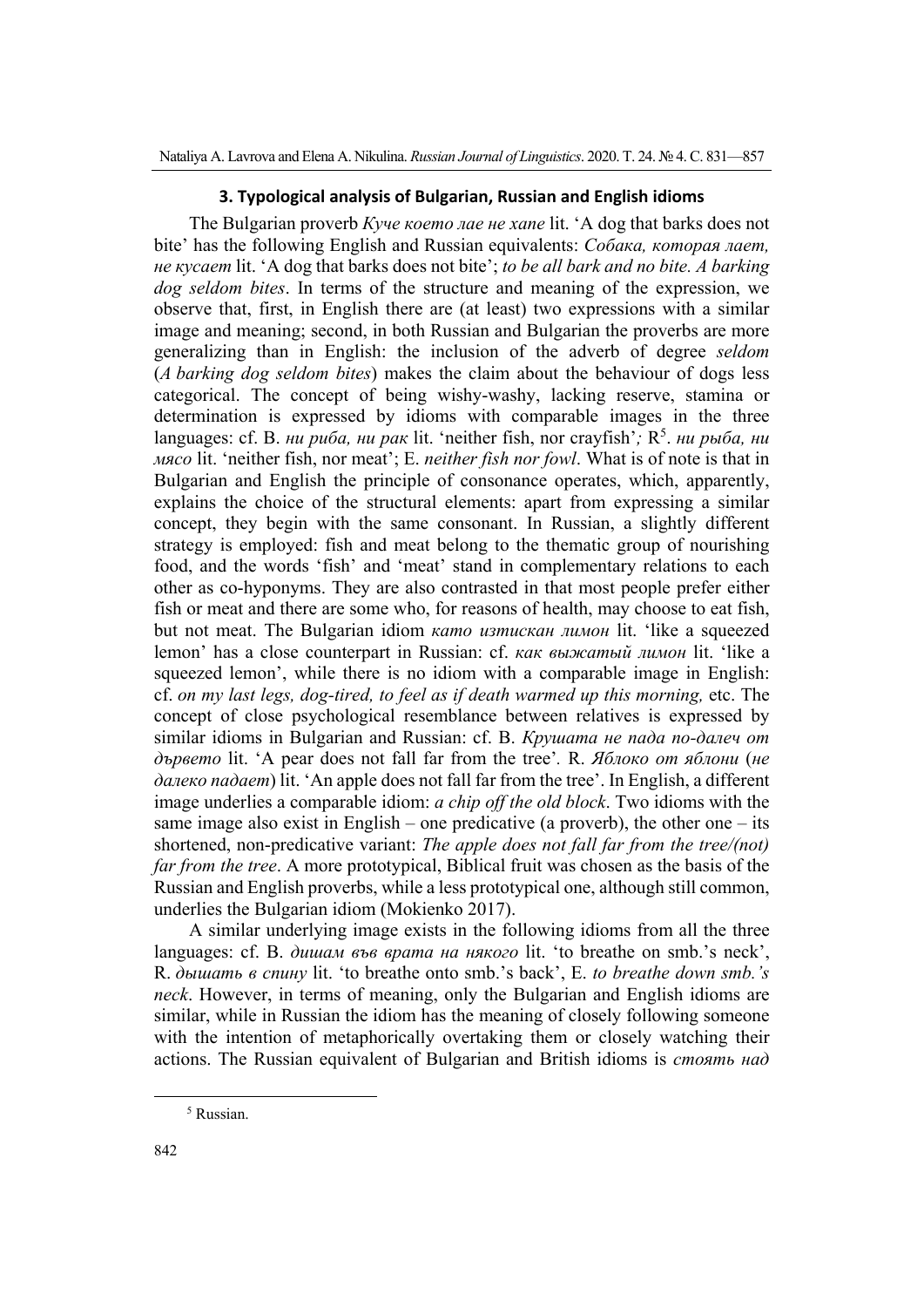## 3. Typological analysis of Bulgarian, Russian and English idioms

The Bulgarian proverb *Куче което лае не хапе* lit. 'A dog that barks does not bite' has the following English and Russian equivalents: *Собака, которая лает, не кусает* lit. 'A dog that barks does not bite'; *to be all bark and no bite. A barking dog seldom bites*. In terms of the structure and meaning of the expression, we observe that, first, in English there are (at least) two expressions with a similar image and meaning; second, in both Russian and Bulgarian the proverbs are more generalizing than in English: the inclusion of the adverb of degree *seldom* (*A barking dog seldom bites*) makes the claim about the behaviour of dogs less categorical. The concept of being wishy-washy, lacking reserve, stamina or determination is expressed by idioms with comparable images in the three languages: cf. B. *ни риба, ни рак* lit. 'neither fish, nor crayfish'; R[5]. *ни рыба, ни мясо* lit. 'neither fish, nor meat'; E. *neither fish nor fowl*. What is of note is that in Bulgarian and English the principle of consonance operates, which, apparently, explains the choice of the structural elements: apart from expressing a similar concept, they begin with the same consonant. In Russian, a slightly different strategy is employed: fish and meat belong to the thematic group of nourishing food, and the words 'fish' and 'meat' stand in complementary relations to each other as co-hyponyms. They are also contrasted in that most people prefer either fish or meat and there are some who, for reasons of health, may choose to eat fish, but not meat. The Bulgarian idiom *като изтискан лимон* lit. 'like a squeezed lemon' has a close counterpart in Russian: cf. *как выжатый лимон* lit. 'like a squeezed lemon', while there is no idiom with a comparable image in English: cf. *on my last legs, dog-tired, to feel as if death warmed up this morning,* etc. The concept of close psychological resemblance between relatives is expressed by similar idioms in Bulgarian and Russian: cf. B. *Крушата не пада по-далеч от дървето* lit. 'A pear does not fall far from the tree'. R. *Яблоко от яблони* (*не далеко падает*) lit. 'An apple does not fall far from the tree'. In English, a different image underlies a comparable idiom: *a chip off the old block*. Two idioms with the same image also exist in English – one predicative (a proverb), the other one – its shortened, non-predicative variant: *The apple does not fall far from the tree/(not) far from the tree*. A more prototypical, Biblical fruit was chosen as the basis of the Russian and English proverbs, while a less prototypical one, although still common, underlies the Bulgarian idiom (Mokienko 2017).

A similar underlying image exists in the following idioms from all the three languages: cf. B. *дишам във врата на някого* lit. 'to breathe on smb.'s neck', R. *дышать в спину* lit. 'to breathe onto smb.'s back', E. *to breathe down smb.'s neck*. However, in terms of meaning, only the Bulgarian and English idioms are similar, while in Russian the idiom has the meaning of closely following someone with the intention of metaphorically overtaking them or closely watching their actions. The Russian equivalent of Bulgarian and British idioms is *стоять над*

[5] Russian.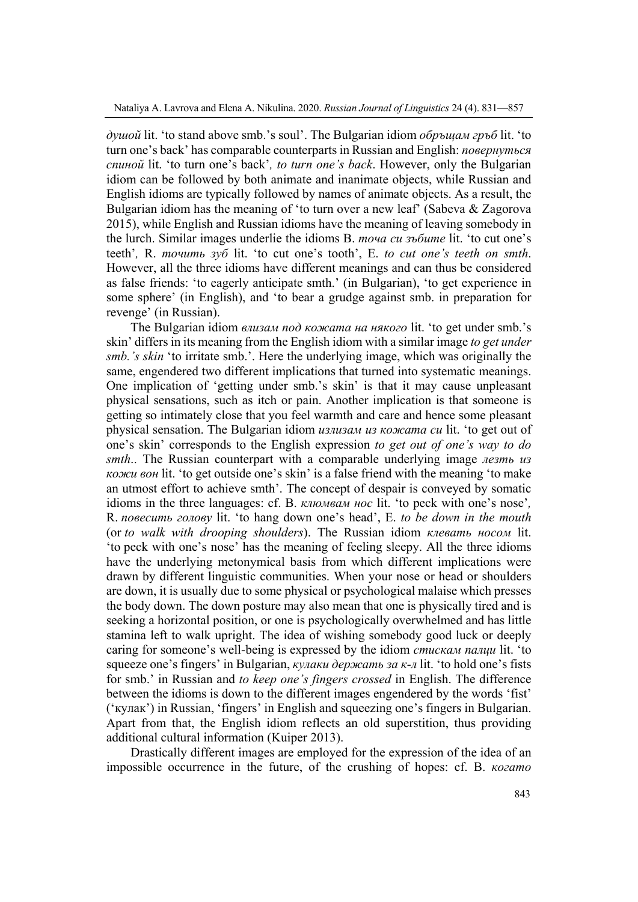*душой* lit. 'to stand above smb.'s soul'. The Bulgarian idiom *обръщам гръб* lit. 'to turn one's back' has comparable counterparts in Russian and English: *повернуться спиной* lit. 'to turn one's back'*, to turn one's back*. However, only the Bulgarian idiom can be followed by both animate and inanimate objects, while Russian and English idioms are typically followed by names of animate objects. As a result, the Bulgarian idiom has the meaning of 'to turn over a new leaf' (Sabeva & Zagorova 2015), while English and Russian idioms have the meaning of leaving somebody in the lurch. Similar images underlie the idioms B. *точа си зъбите* lit. 'to cut one's teeth'*,* R. *точить зуб* lit. 'to cut one's tooth', E. *to cut one's teeth on smth*. However, all the three idioms have different meanings and can thus be considered as false friends: 'to eagerly anticipate smth.' (in Bulgarian), 'to get experience in some sphere' (in English), and 'to bear a grudge against smb. in preparation for revenge' (in Russian).

The Bulgarian idiom *влизам под кожата на някого* lit. 'to get under smb.'s skin' differs in its meaning from the English idiom with a similar image *to get under smb.'s skin* 'to irritate smb.'. Here the underlying image, which was originally the same, engendered two different implications that turned into systematic meanings. One implication of 'getting under smb.'s skin' is that it may cause unpleasant physical sensations, such as itch or pain. Another implication is that someone is getting so intimately close that you feel warmth and care and hence some pleasant physical sensation. The Bulgarian idiom *излизам из кожата си* lit. 'to get out of one's skin' corresponds to the English expression *to get out of one's way to do smth*.. The Russian counterpart with a comparable underlying image *лезть из кожи вон* lit. 'to get outside one's skin' is a false friend with the meaning 'to make an utmost effort to achieve smth'. The concept of despair is conveyed by somatic idioms in the three languages: cf. B. *клюмвам нос* lit. 'to peck with one's nose'*,* R. *повесить голову* lit. 'to hang down one's head', E. *to be down in the mouth* (or *to walk with drooping shoulders*). The Russian idiom *клевать носом* lit. 'to peck with one's nose' has the meaning of feeling sleepy. All the three idioms have the underlying metonymical basis from which different implications were drawn by different linguistic communities. When your nose or head or shoulders are down, it is usually due to some physical or psychological malaise which presses the body down. The down posture may also mean that one is physically tired and is seeking a horizontal position, or one is psychologically overwhelmed and has little stamina left to walk upright. The idea of wishing somebody good luck or deeply caring for someone's well-being is expressed by the idiom *стискам палци* lit. 'to squeeze one's fingers' in Bulgarian, *кулаки держать за к-л* lit. 'to hold one's fists for smb.' in Russian and *to keep one's fingers crossed* in English. The difference between the idioms is down to the different images engendered by the words 'fist' ('кулак') in Russian, 'fingers' in English and squeezing one's fingers in Bulgarian. Apart from that, the English idiom reflects an old superstition, thus providing additional cultural information (Kuiper 2013).

Drastically different images are employed for the expression of the idea of an impossible occurrence in the future, of the crushing of hopes: cf. B. *когато*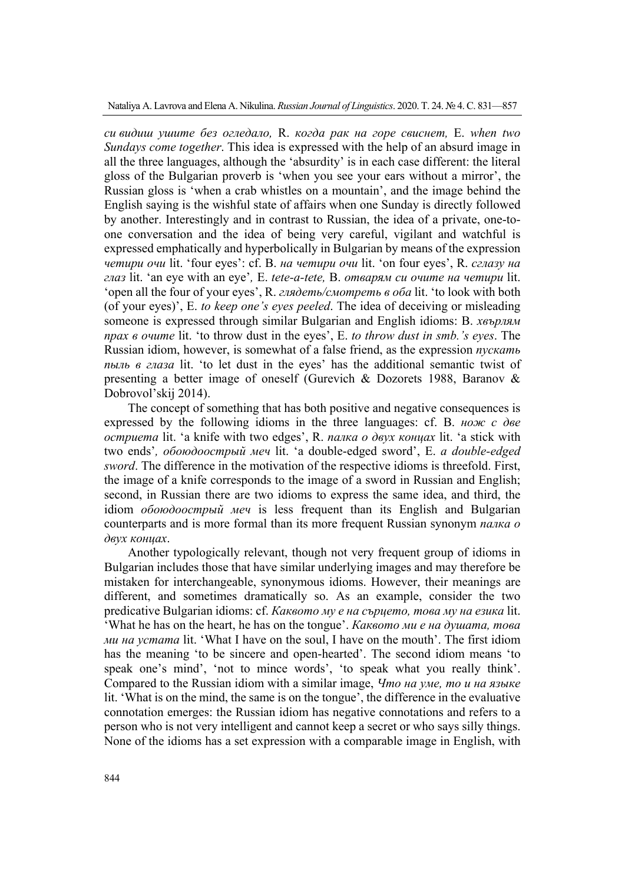*си видиш ушите без огледало,* R. *когда рак на горе свиснет,* E. *when two Sundays come together*. This idea is expressed with the help of an absurd image in all the three languages, although the 'absurdity' is in each case different: the literal gloss of the Bulgarian proverb is 'when you see your ears without a mirror', the Russian gloss is 'when a crab whistles on a mountain', and the image behind the English saying is the wishful state of affairs when one Sunday is directly followed by another. Interestingly and in contrast to Russian, the idea of a private, one-to-one conversation and the idea of being very careful, vigilant and watchful is expressed emphatically and hyperbolically in Bulgarian by means of the expression *четири очи* lit. 'four eyes': cf. B. *на четири очи* lit. 'on four eyes', R. *сглазу на глаз* lit. 'an eye with an eye', E. *tete-a-tete,* B. *отварям си очите на четири* lit. 'open all the four of your eyes', R. *глядеть/смотреть в оба* lit. 'to look with both (of your eyes)', E. *to keep one's eyes peeled*. The idea of deceiving or misleading someone is expressed through similar Bulgarian and English idioms: B. *хвърлям прах в очите* lit. 'to throw dust in the eyes', E. *to throw dust in smb.'s eyes*. The Russian idiom, however, is somewhat of a false friend, as the expression *пускать пыль в глаза* lit. 'to let dust in the eyes' has the additional semantic twist of presenting a better image of oneself (Gurevich & Dozorets 1988, Baranov & Dobrovol'skij 2014).

The concept of something that has both positive and negative consequences is expressed by the following idioms in the three languages: cf. B. *нож с две остриета* lit. 'a knife with two edges', R. *палка о двух концах* lit. 'a stick with two ends', *обоюдоострый меч* lit. 'a double-edged sword', E. *a double-edged sword*. The difference in the motivation of the respective idioms is threefold. First, the image of a knife corresponds to the image of a sword in Russian and English; second, in Russian there are two idioms to express the same idea, and third, the idiom *обоюдоострый меч* is less frequent than its English and Bulgarian counterparts and is more formal than its more frequent Russian synonym *палка о двух концах*.

Another typologically relevant, though not very frequent group of idioms in Bulgarian includes those that have similar underlying images and may therefore be mistaken for interchangeable, synonymous idioms. However, their meanings are different, and sometimes dramatically so. As an example, consider the two predicative Bulgarian idioms: cf. *Каквото му е на сърцето, това му на езика* lit. 'What he has on the heart, he has on the tongue'. *Каквото ми е на душата, това ми на устата* lit. 'What I have on the soul, I have on the mouth'. The first idiom has the meaning 'to be sincere and open-hearted'. The second idiom means 'to speak one's mind', 'not to mince words', 'to speak what you really think'. Compared to the Russian idiom with a similar image, *Что на уме, то и на языке* lit. 'What is on the mind, the same is on the tongue', the difference in the evaluative connotation emerges: the Russian idiom has negative connotations and refers to a person who is not very intelligent and cannot keep a secret or who says silly things. None of the idioms has a set expression with a comparable image in English, with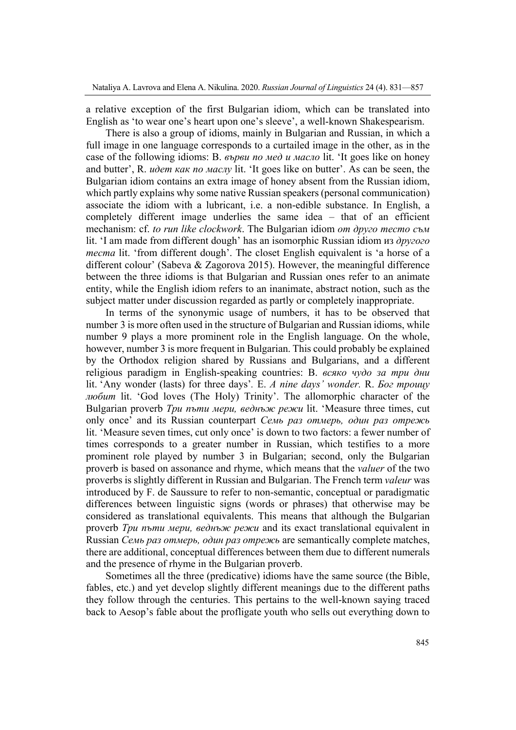a relative exception of the first Bulgarian idiom, which can be translated into English as 'to wear one's heart upon one's sleeve', a well-known Shakespearism.

There is also a group of idioms, mainly in Bulgarian and Russian, in which a full image in one language corresponds to a curtailed image in the other, as in the case of the following idioms: B. *върви по мед и масло* lit. 'It goes like on honey and butter', R. *идет как по маслу* lit. 'It goes like on butter'. As can be seen, the Bulgarian idiom contains an extra image of honey absent from the Russian idiom, which partly explains why some native Russian speakers (personal communication) associate the idiom with a lubricant, i.e. a non-edible substance. In English, a completely different image underlies the same idea – that of an efficient mechanism: cf. *to run like clockwork*. The Bulgarian idiom *от друго тесто съм* lit. 'I am made from different dough' has an isomorphic Russian idiom из *другого теста* lit. 'from different dough'. The closet English equivalent is 'a horse of a different colour' (Sabeva & Zagorova 2015). However, the meaningful difference between the three idioms is that Bulgarian and Russian ones refer to an animate entity, while the English idiom refers to an inanimate, abstract notion, such as the subject matter under discussion regarded as partly or completely inappropriate.

In terms of the synonymic usage of numbers, it has to be observed that number 3 is more often used in the structure of Bulgarian and Russian idioms, while number 9 plays a more prominent role in the English language. On the whole, however, number 3 is more frequent in Bulgarian. This could probably be explained by the Orthodox religion shared by Russians and Bulgarians, and a different religious paradigm in English-speaking countries: B. *всяко чудо за три дни* lit. 'Any wonder (lasts) for three days'. E. *A nine days' wonder.* R. *Бог троицу любит* lit. 'God loves (The Holy) Trinity'. The allomorphic character of the Bulgarian proverb *Три пъти мери, веднъж режи* lit. 'Measure three times, cut only once' and its Russian counterpart *Семь раз отмерь, один раз отрежь* lit. 'Measure seven times, cut only once' is down to two factors: a fewer number of times corresponds to a greater number in Russian, which testifies to a more prominent role played by number 3 in Bulgarian; second, only the Bulgarian proverb is based on assonance and rhyme, which means that the *valuer* of the two proverbs is slightly different in Russian and Bulgarian. The French term *valeur* was introduced by F. de Saussure to refer to non-semantic, conceptual or paradigmatic differences between linguistic signs (words or phrases) that otherwise may be considered as translational equivalents. This means that although the Bulgarian proverb *Три пъти мери, веднъж режи* and its exact translational equivalent in Russian *Семь раз отмерь, один раз отрежь* are semantically complete matches, there are additional, conceptual differences between them due to different numerals and the presence of rhyme in the Bulgarian proverb.

Sometimes all the three (predicative) idioms have the same source (the Bible, fables, etc.) and yet develop slightly different meanings due to the different paths they follow through the centuries. This pertains to the well-known saying traced back to Aesop's fable about the profligate youth who sells out everything down to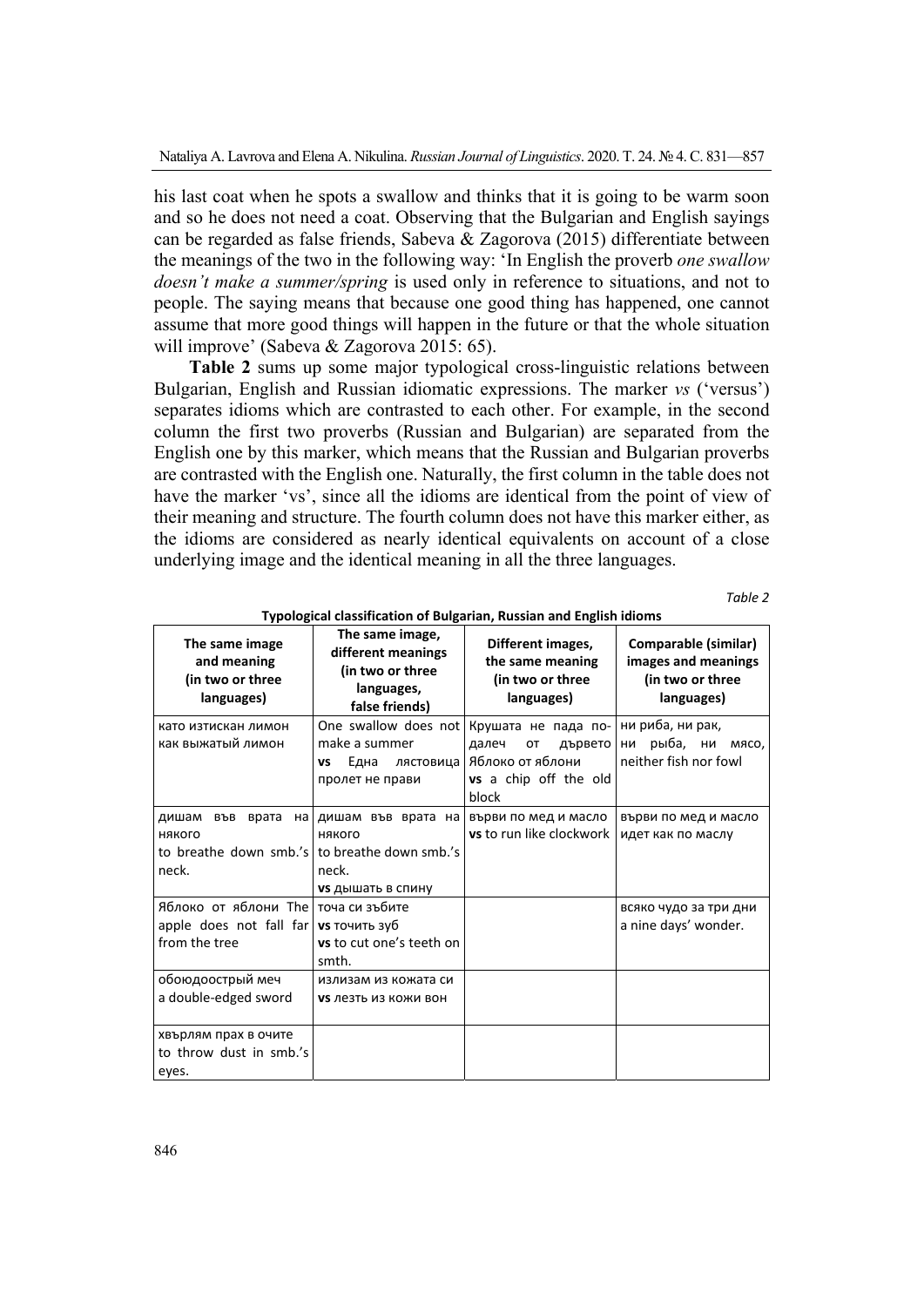his last coat when he spots a swallow and thinks that it is going to be warm soon and so he does not need a coat. Observing that the Bulgarian and English sayings can be regarded as false friends, Sabeva & Zagorova (2015) differentiate between the meanings of the two in the following way: 'In English the proverb *one swallow doesn't make a summer/spring* is used only in reference to situations, and not to people. The saying means that because one good thing has happened, one cannot assume that more good things will happen in the future or that the whole situation will improve' (Sabeva & Zagorova 2015: 65).

**Table 2** sums up some major typological cross-linguistic relations between Bulgarian, English and Russian idiomatic expressions. The marker *vs* ('versus') separates idioms which are contrasted to each other. For example, in the second column the first two proverbs (Russian and Bulgarian) are separated from the English one by this marker, which means that the Russian and Bulgarian proverbs are contrasted with the English one. Naturally, the first column in the table does not have the marker 'vs', since all the idioms are identical from the point of view of their meaning and structure. The fourth column does not have this marker either, as the idioms are considered as nearly identical equivalents on account of a close underlying image and the identical meaning in all the three languages.

*Table 2*

**Typological classification of Bulgarian, Russian and English idioms**

| The same image and meaning (in two or three languages) | The same image, different meanings (in two or three languages, false friends) | Different images, the same meaning (in two or three languages) | Comparable (similar) images and meanings (in two or three languages) |
|---|---|---|---|
| като изтискан лимон<br>как выжатый лимон | One swallow does not make a summer<br>**vs** Една лястовица пролет не прави | Крушата не пада по-далеч от дървето Яблоко от яблони<br>**vs** a chip off the old block | ни риба, ни рак,<br>ни рыба, ни мясо,<br>neither fish nor fowl |
| дишам във врата на някого<br>to breathe down smb.'s neck. | дишам във врата на някого<br>to breathe down smb.'s neck.<br>**vs** дышать в спину | върви по мед и масло<br>**vs** to run like clockwork | върви по мед и масло<br>идет как по маслу |
| Яблоко от яблони The apple does not fall far from the tree | точа си зъбите<br>**vs** точить зуб<br>**vs** to cut one's teeth on smth. | | всяко чудо за три дни<br>a nine days' wonder. |
| обоюдоострый меч<br>a double-edged sword | излизам из кожата си<br>**vs** лезть из кожи вон | | |
| хвърлям прах в очите<br>to throw dust in smb.'s eyes. | | | |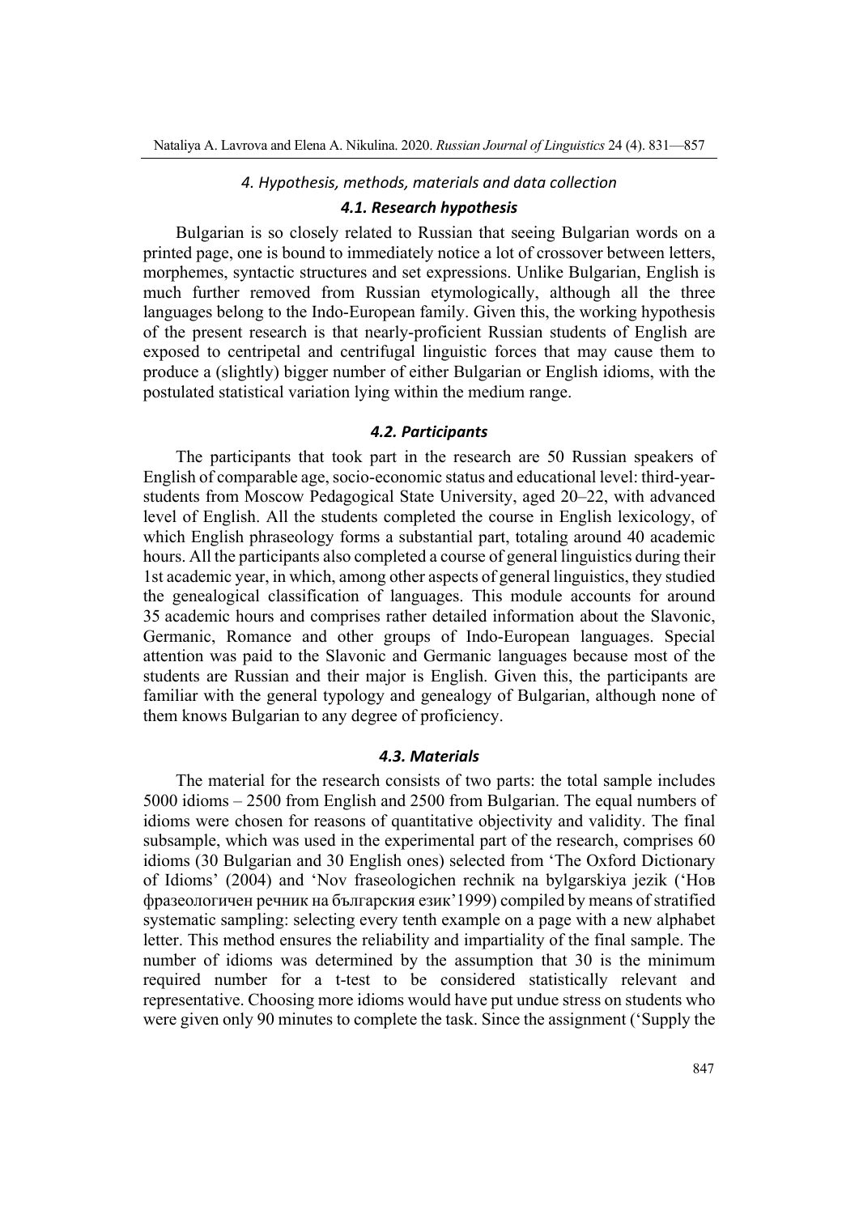### *4. Hypothesis, methods, materials and data collection*

#### ***4.1. Research hypothesis***

Bulgarian is so closely related to Russian that seeing Bulgarian words on a printed page, one is bound to immediately notice a lot of crossover between letters, morphemes, syntactic structures and set expressions. Unlike Bulgarian, English is much further removed from Russian etymologically, although all the three languages belong to the Indo-European family. Given this, the working hypothesis of the present research is that nearly-proficient Russian students of English are exposed to centripetal and centrifugal linguistic forces that may cause them to produce a (slightly) bigger number of either Bulgarian or English idioms, with the postulated statistical variation lying within the medium range.

#### ***4.2. Participants***

The participants that took part in the research are 50 Russian speakers of English of comparable age, socio-economic status and educational level: third-year-students from Moscow Pedagogical State University, aged 20–22, with advanced level of English. All the students completed the course in English lexicology, of which English phraseology forms a substantial part, totaling around 40 academic hours. All the participants also completed a course of general linguistics during their 1st academic year, in which, among other aspects of general linguistics, they studied the genealogical classification of languages. This module accounts for around 35 academic hours and comprises rather detailed information about the Slavonic, Germanic, Romance and other groups of Indo-European languages. Special attention was paid to the Slavonic and Germanic languages because most of the students are Russian and their major is English. Given this, the participants are familiar with the general typology and genealogy of Bulgarian, although none of them knows Bulgarian to any degree of proficiency.

#### ***4.3. Materials***

The material for the research consists of two parts: the total sample includes 5000 idioms – 2500 from English and 2500 from Bulgarian. The equal numbers of idioms were chosen for reasons of quantitative objectivity and validity. The final subsample, which was used in the experimental part of the research, comprises 60 idioms (30 Bulgarian and 30 English ones) selected from 'The Oxford Dictionary of Idioms' (2004) and 'Nov fraseologichen rechnik na bylgarskiya jezik ('Нов фразеологичен речник на българския език'1999) compiled by means of stratified systematic sampling: selecting every tenth example on a page with a new alphabet letter. This method ensures the reliability and impartiality of the final sample. The number of idioms was determined by the assumption that 30 is the minimum required number for a t-test to be considered statistically relevant and representative. Choosing more idioms would have put undue stress on students who were given only 90 minutes to complete the task. Since the assignment ('Supply the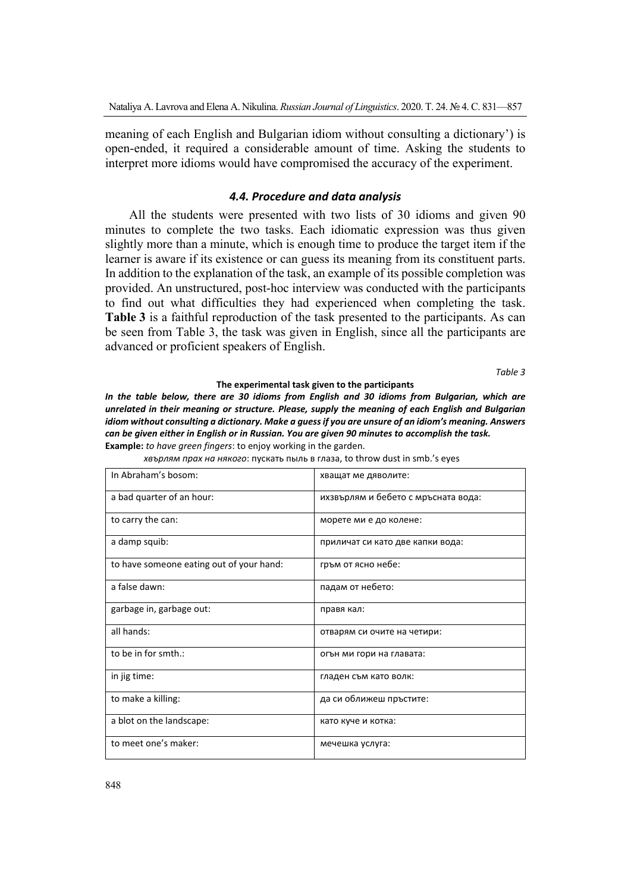meaning of each English and Bulgarian idiom without consulting a dictionary') is open-ended, it required a considerable amount of time. Asking the students to interpret more idioms would have compromised the accuracy of the experiment.

### *4.4. Procedure and data analysis*

All the students were presented with two lists of 30 idioms and given 90 minutes to complete the two tasks. Each idiomatic expression was thus given slightly more than a minute, which is enough time to produce the target item if the learner is aware if its existence or can guess its meaning from its constituent parts. In addition to the explanation of the task, an example of its possible completion was provided. An unstructured, post-hoc interview was conducted with the participants to find out what difficulties they had experienced when completing the task. **Table 3** is a faithful reproduction of the task presented to the participants. As can be seen from Table 3, the task was given in English, since all the participants are advanced or proficient speakers of English.

*Table 3*

**The experimental task given to the participants**

***In the table below, there are 30 idioms from English and 30 idioms from Bulgarian, which are unrelated in their meaning or structure. Please, supply the meaning of each English and Bulgarian idiom without consulting a dictionary. Make a guess if you are unsure of an idiom's meaning. Answers can be given either in English or in Russian. You are given 90 minutes to accomplish the task.***

**Example:** *to have green fingers*: to enjoy working in the garden.

*хвърлям прах на някого*: пускать пыль в глаза, to throw dust in smb.'s eyes

| In Abraham's bosom: | хващат ме дяволите: |
|---|---|
| a bad quarter of an hour: | ихвърлям и бебето с мръсната вода: |
| to carry the can: | морете ми е до колене: |
| a damp squib: | приличат си като две капки вода: |
| to have someone eating out of your hand: | гръм от ясно небе: |
| a false dawn: | падам от небето: |
| garbage in, garbage out: | правя кал: |
| all hands: | отварям си очите на четири: |
| to be in for smth.: | огън ми гори на главата: |
| in jig time: | гладен съм като волк: |
| to make a killing: | да си оближеш пръстите: |
| a blot on the landscape: | като куче и котка: |
| to meet one's maker: | мечешка услуга: |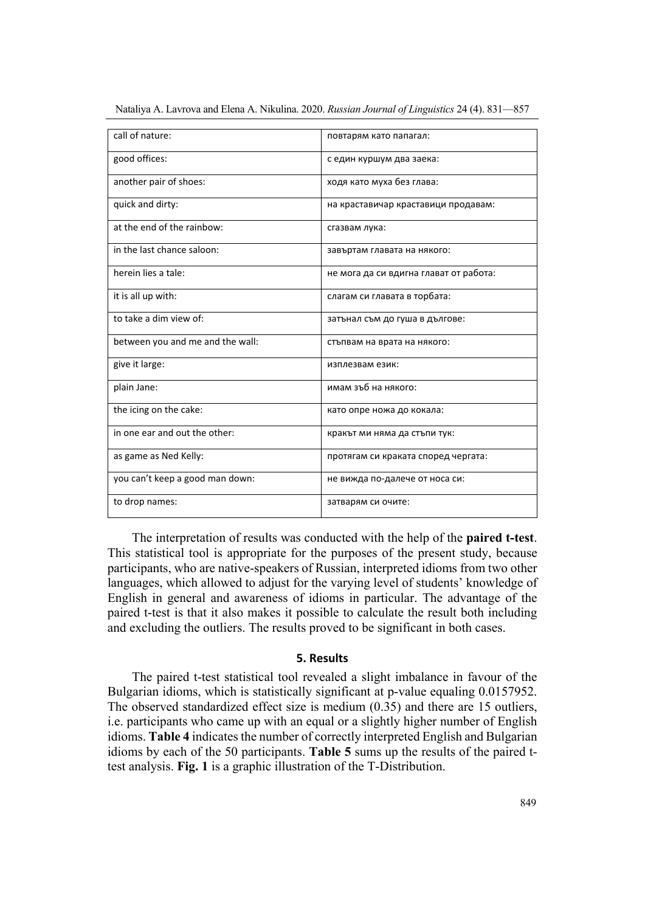| call of nature: | повтарям като папагал: |
|---|---|
| good offices: | с един куршум два заека: |
| another pair of shoes: | ходя като муха без глава: |
| quick and dirty: | на краставичар краставици продавам: |
| at the end of the rainbow: | сгазвам лука: |
| in the last chance saloon: | завъртам главата на някого: |
| herein lies a tale: | не мога да си вдигна глават от работа: |
| it is all up with: | слагам си главата в торбата: |
| to take a dim view of: | затънал съм до гуша в дългове: |
| between you and me and the wall: | стъпвам на врата на някого: |
| give it large: | изплезвам език: |
| plain Jane: | имам зъб на някого: |
| the icing on the cake: | като опре ножа до кокала: |
| in one ear and out the other: | кракът ми няма да стъпи тук: |
| as game as Ned Kelly: | протягам си краката според чергата: |
| you can't keep a good man down: | не вижда по-далече от носа си: |
| to drop names: | затварям си очите: |

The interpretation of results was conducted with the help of the **paired t-test**. This statistical tool is appropriate for the purposes of the present study, because participants, who are native-speakers of Russian, interpreted idioms from two other languages, which allowed to adjust for the varying level of students' knowledge of English in general and awareness of idioms in particular. The advantage of the paired t-test is that it also makes it possible to calculate the result both including and excluding the outliers. The results proved to be significant in both cases.

## 5. Results

The paired t-test statistical tool revealed a slight imbalance in favour of the Bulgarian idioms, which is statistically significant at p-value equaling 0.0157952. The observed standardized effect size is medium (0.35) and there are 15 outliers, i.e. participants who came up with an equal or a slightly higher number of English idioms. **Table 4** indicates the number of correctly interpreted English and Bulgarian idioms by each of the 50 participants. **Table 5** sums up the results of the paired t-test analysis. **Fig. 1** is a graphic illustration of the T-Distribution.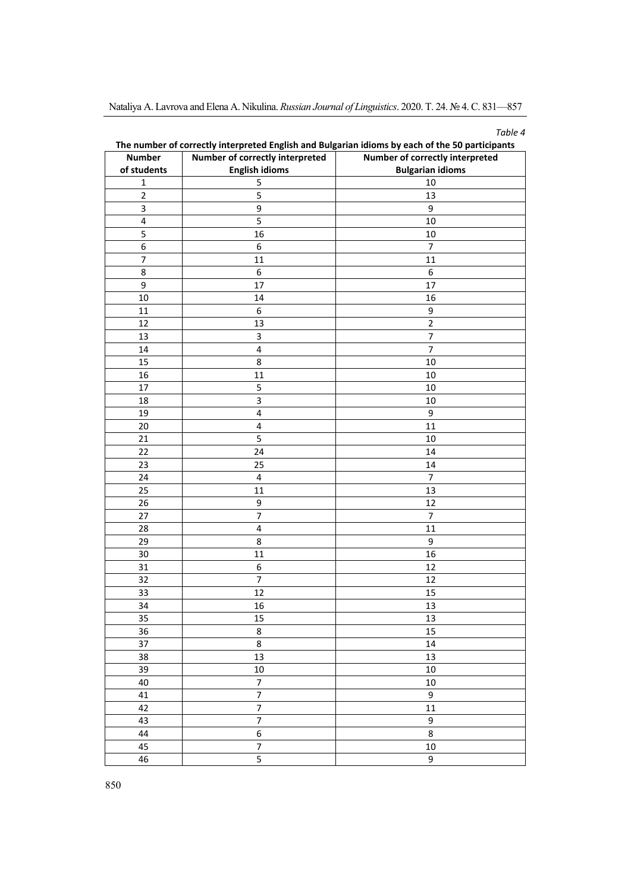*Table 4*

**The number of correctly interpreted English and Bulgarian idioms by each of the 50 participants**

| Number of students | Number of correctly interpreted English idioms | Number of correctly interpreted Bulgarian idioms |
|---|---|---|
| 1 | 5 | 10 |
| 2 | 5 | 13 |
| 3 | 9 | 9 |
| 4 | 5 | 10 |
| 5 | 16 | 10 |
| 6 | 6 | 7 |
| 7 | 11 | 11 |
| 8 | 6 | 6 |
| 9 | 17 | 17 |
| 10 | 14 | 16 |
| 11 | 6 | 9 |
| 12 | 13 | 2 |
| 13 | 3 | 7 |
| 14 | 4 | 7 |
| 15 | 8 | 10 |
| 16 | 11 | 10 |
| 17 | 5 | 10 |
| 18 | 3 | 10 |
| 19 | 4 | 9 |
| 20 | 4 | 11 |
| 21 | 5 | 10 |
| 22 | 24 | 14 |
| 23 | 25 | 14 |
| 24 | 4 | 7 |
| 25 | 11 | 13 |
| 26 | 9 | 12 |
| 27 | 7 | 7 |
| 28 | 4 | 11 |
| 29 | 8 | 9 |
| 30 | 11 | 16 |
| 31 | 6 | 12 |
| 32 | 7 | 12 |
| 33 | 12 | 15 |
| 34 | 16 | 13 |
| 35 | 15 | 13 |
| 36 | 8 | 15 |
| 37 | 8 | 14 |
| 38 | 13 | 13 |
| 39 | 10 | 10 |
| 40 | 7 | 10 |
| 41 | 7 | 9 |
| 42 | 7 | 11 |
| 43 | 7 | 9 |
| 44 | 6 | 8 |
| 45 | 7 | 10 |
| 46 | 5 | 9 |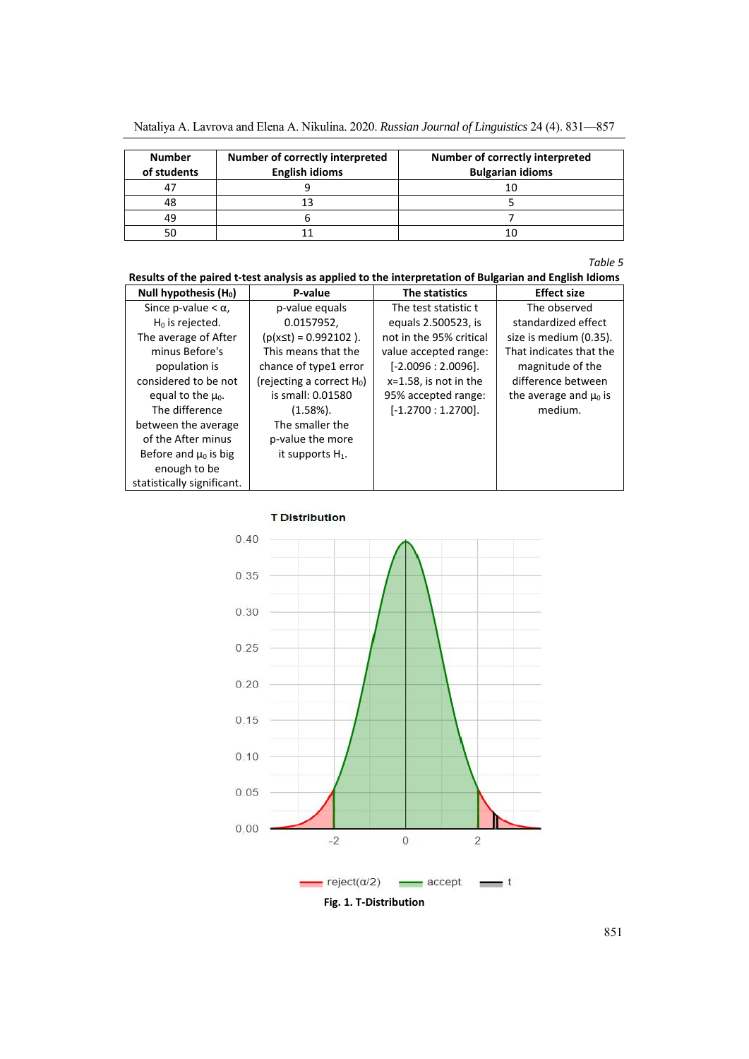| Number of students | Number of correctly interpreted English idioms | Number of correctly interpreted Bulgarian idioms |
|---|---|---|
| 47 | 9 | 10 |
| 48 | 13 | 5 |
| 49 | 6 | 7 |
| 50 | 11 | 10 |

*Table 5*

**Results of the paired t-test analysis as applied to the interpretation of Bulgarian and English Idioms**

| Null hypothesis ($H_0$) | P-value | The statistics | Effect size |
|---|---|---|---|
| Since p-value < α, $H_0$ is rejected. The average of After minus Before's population is considered to be not equal to the $\mu_0$. The difference between the average of the After minus Before and $\mu_0$ is big enough to be statistically significant. | p-value equals 0.0157952, ($p(x \le t) = 0.992102$). This means that the chance of type1 error (rejecting a correct $H_0$) is small: 0.01580 (1.58%). The smaller the p-value the more it supports $H_1$. | The test statistic t equals 2.500523, is not in the 95% critical value accepted range: [-2.0096 : 2.0096]. x=1.58, is not in the 95% accepted range: [-1.2700 : 1.2700]. | The observed standardized effect size is medium (0.35). That indicates that the magnitude of the difference between the average and $\mu_0$ is medium. |

**Fig. 1. T-Distribution**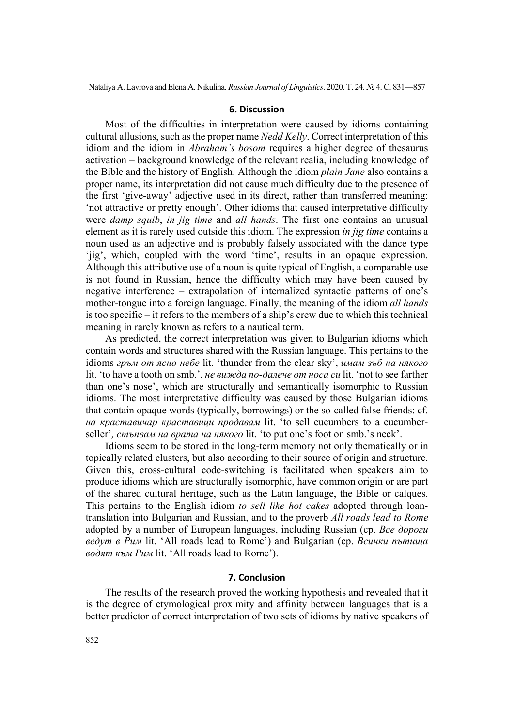## 6. Discussion

Most of the difficulties in interpretation were caused by idioms containing cultural allusions, such as the proper name *Nedd Kelly*. Correct interpretation of this idiom and the idiom in *Abraham's bosom* requires a higher degree of thesaurus activation – background knowledge of the relevant realia, including knowledge of the Bible and the history of English. Although the idiom *plain Jane* also contains a proper name, its interpretation did not cause much difficulty due to the presence of the first 'give-away' adjective used in its direct, rather than transferred meaning: 'not attractive or pretty enough'. Other idioms that caused interpretative difficulty were *damp squib*, *in jig time* and *all hands*. The first one contains an unusual element as it is rarely used outside this idiom. The expression *in jig time* contains a noun used as an adjective and is probably falsely associated with the dance type 'jig', which, coupled with the word 'time', results in an opaque expression. Although this attributive use of a noun is quite typical of English, a comparable use is not found in Russian, hence the difficulty which may have been caused by negative interference – extrapolation of internalized syntactic patterns of one's mother-tongue into a foreign language. Finally, the meaning of the idiom *all hands* is too specific – it refers to the members of a ship's crew due to which this technical meaning in rarely known as refers to a nautical term.

As predicted, the correct interpretation was given to Bulgarian idioms which contain words and structures shared with the Russian language. This pertains to the idioms *гръм от ясно небе* lit. 'thunder from the clear sky', *имам зъб на някого* lit. 'to have a tooth on smb.', *не виждa по-далече от носа си* lit. 'not to see farther than one's nose', which are structurally and semantically isomorphic to Russian idioms. The most interpretative difficulty was caused by those Bulgarian idioms that contain opaque words (typically, borrowings) or the so-called false friends: cf. *на краставичар краставици продавам* lit. 'to sell cucumbers to a cucumber-seller', *стъпвам на врата на някого* lit. 'to put one's foot on smb.'s neck'.

Idioms seem to be stored in the long-term memory not only thematically or in topically related clusters, but also according to their source of origin and structure. Given this, cross-cultural code-switching is facilitated when speakers aim to produce idioms which are structurally isomorphic, have common origin or are part of the shared cultural heritage, such as the Latin language, the Bible or calques. This pertains to the English idiom *to sell like hot cakes* adopted through loan-translation into Bulgarian and Russian, and to the proverb *All roads lead to Rome* adopted by a number of European languages, including Russian (ср. *Все дороги ведут в Рим* lit. 'All roads lead to Rome') and Bulgarian (ср. *Всички пътища водят към Рим* lit. 'All roads lead to Rome').

## 7. Conclusion

The results of the research proved the working hypothesis and revealed that it is the degree of etymological proximity and affinity between languages that is a better predictor of correct interpretation of two sets of idioms by native speakers of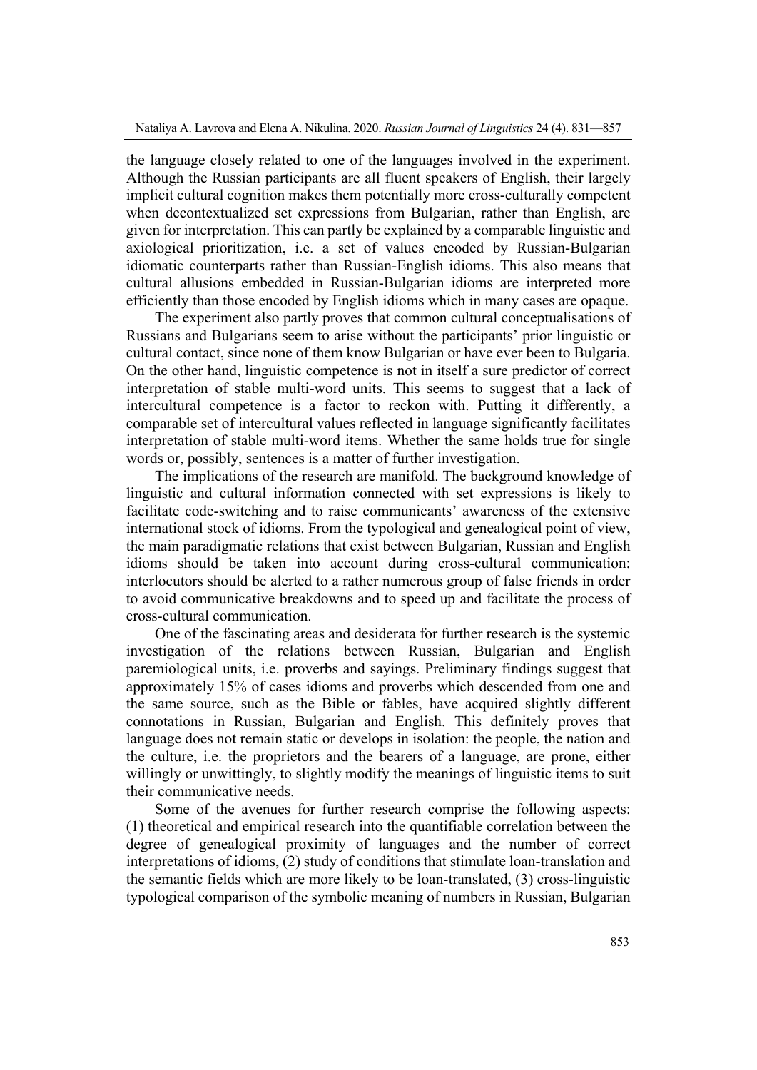the language closely related to one of the languages involved in the experiment. Although the Russian participants are all fluent speakers of English, their largely implicit cultural cognition makes them potentially more cross-culturally competent when decontextualized set expressions from Bulgarian, rather than English, are given for interpretation. This can partly be explained by a comparable linguistic and axiological prioritization, i.e. a set of values encoded by Russian-Bulgarian idiomatic counterparts rather than Russian-English idioms. This also means that cultural allusions embedded in Russian-Bulgarian idioms are interpreted more efficiently than those encoded by English idioms which in many cases are opaque.

The experiment also partly proves that common cultural conceptualisations of Russians and Bulgarians seem to arise without the participants' prior linguistic or cultural contact, since none of them know Bulgarian or have ever been to Bulgaria. On the other hand, linguistic competence is not in itself a sure predictor of correct interpretation of stable multi-word units. This seems to suggest that a lack of intercultural competence is a factor to reckon with. Putting it differently, a comparable set of intercultural values reflected in language significantly facilitates interpretation of stable multi-word items. Whether the same holds true for single words or, possibly, sentences is a matter of further investigation.

The implications of the research are manifold. The background knowledge of linguistic and cultural information connected with set expressions is likely to facilitate code-switching and to raise communicants' awareness of the extensive international stock of idioms. From the typological and genealogical point of view, the main paradigmatic relations that exist between Bulgarian, Russian and English idioms should be taken into account during cross-cultural communication: interlocutors should be alerted to a rather numerous group of false friends in order to avoid communicative breakdowns and to speed up and facilitate the process of cross-cultural communication.

One of the fascinating areas and desiderata for further research is the systemic investigation of the relations between Russian, Bulgarian and English paremiological units, i.e. proverbs and sayings. Preliminary findings suggest that approximately 15% of cases idioms and proverbs which descended from one and the same source, such as the Bible or fables, have acquired slightly different connotations in Russian, Bulgarian and English. This definitely proves that language does not remain static or develops in isolation: the people, the nation and the culture, i.e. the proprietors and the bearers of a language, are prone, either willingly or unwittingly, to slightly modify the meanings of linguistic items to suit their communicative needs.

Some of the avenues for further research comprise the following aspects: (1) theoretical and empirical research into the quantifiable correlation between the degree of genealogical proximity of languages and the number of correct interpretations of idioms, (2) study of conditions that stimulate loan-translation and the semantic fields which are more likely to be loan-translated, (3) cross-linguistic typological comparison of the symbolic meaning of numbers in Russian, Bulgarian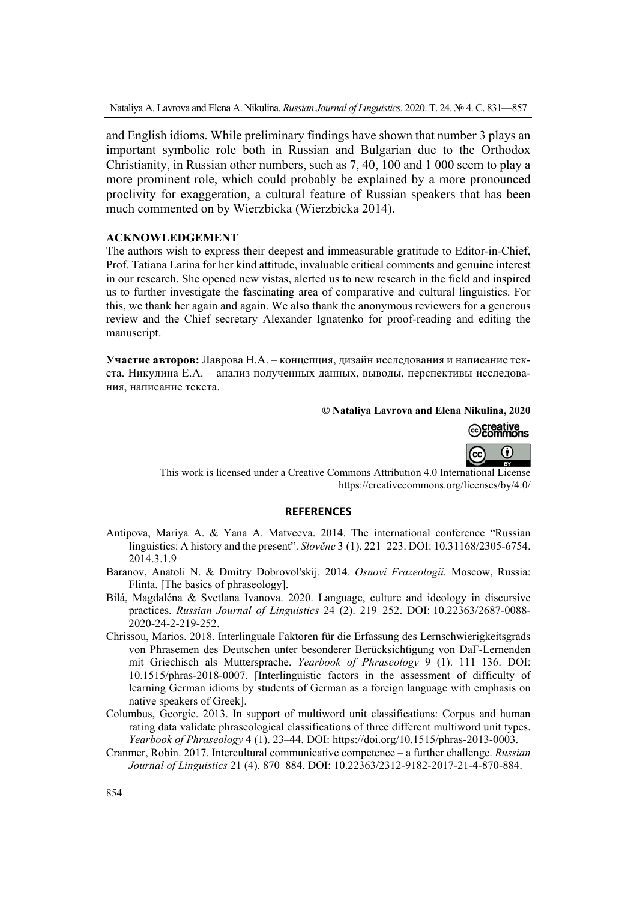and English idioms. While preliminary findings have shown that number 3 plays an important symbolic role both in Russian and Bulgarian due to the Orthodox Christianity, in Russian other numbers, such as 7, 40, 100 and 1 000 seem to play a more prominent role, which could probably be explained by a more pronounced proclivity for exaggeration, a cultural feature of Russian speakers that has been much commented on by Wierzbicka (Wierzbicka 2014).

**ACKNOWLEDGEMENT**

The authors wish to express their deepest and immeasurable gratitude to Editor-in-Chief, Prof. Tatiana Larina for her kind attitude, invaluable critical comments and genuine interest in our research. She opened new vistas, alerted us to new research in the field and inspired us to further investigate the fascinating area of comparative and cultural linguistics. For this, we thank her again and again. We also thank the anonymous reviewers for a generous review and the Chief secretary Alexander Ignatenko for proof-reading and editing the manuscript.

**Участие авторов:** Лаврова Н.А. – концепция, дизайн исследования и написание текста. Никулина Е.А. – анализ полученных данных, выводы, перспективы исследования, написание текста.

**© Nataliya Lavrova and Elena Nikulina, 2020**

This work is licensed under a Creative Commons Attribution 4.0 International License https://creativecommons.org/licenses/by/4.0/

## REFERENCES

Antipova, Mariya A. & Yana A. Matveeva. 2014. The international conference "Russian linguistics: A history and the present". *Slověne* 3 (1). 221–223. DOI: 10.31168/2305-6754.2014.3.1.9

Baranov, Anatoli N. & Dmitry Dobrovol'skij. 2014. *Osnovi Frazeologii.* Moscow, Russia: Flinta. [The basics of phraseology].

Bilá, Magdaléna & Svetlana Ivanova. 2020. Language, culture and ideology in discursive practices. *Russian Journal of Linguistics* 24 (2). 219–252. DOI: 10.22363/2687-0088-2020-24-2-219-252.

Chrissou, Marios. 2018. Interlinguale Faktoren für die Erfassung des Lernschwierigkeitsgrads von Phrasemen des Deutschen unter besonderer Berücksichtigung von DaF-Lernenden mit Griechisch als Muttersprache. *Yearbook of Phraseology* 9 (1). 111–136. DOI: 10.1515/phras-2018-0007. [Interlinguistic factors in the assessment of difficulty of learning German idioms by students of German as a foreign language with emphasis on native speakers of Greek].

Columbus, Georgie. 2013. In support of multiword unit classifications: Corpus and human rating data validate phraseological classifications of three different multiword unit types. *Yearbook of Phraseology* 4 (1). 23–44. DOI: https://doi.org/10.1515/phras-2013-0003.

Cranmer, Robin. 2017. Intercultural communicative competence – a further challenge. *Russian Journal of Linguistics* 21 (4). 870–884. DOI: 10.22363/2312-9182-2017-21-4-870-884.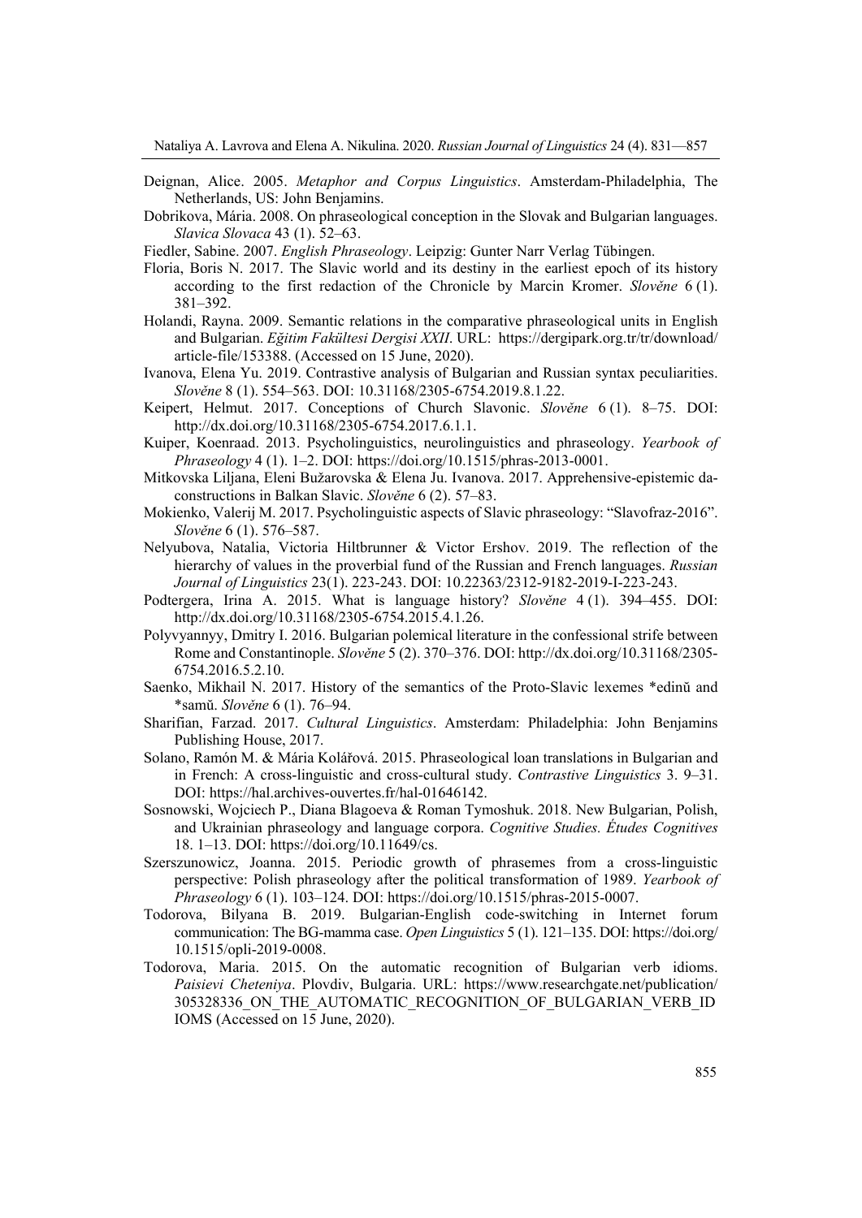Deignan, Alice. 2005. *Metaphor and Corpus Linguistics*. Amsterdam-Philadelphia, The Netherlands, US: John Benjamins.

Dobrikova, Mária. 2008. On phraseological conception in the Slovak and Bulgarian languages. *Slavica Slovaca* 43 (1). 52–63.

Fiedler, Sabine. 2007. *English Phraseology*. Leipzig: Gunter Narr Verlag Tübingen.

Floria, Boris N. 2017. The Slavic world and its destiny in the earliest epoch of its history according to the first redaction of the Chronicle by Marcin Kromer. *Slověne* 6 (1). 381–392.

Holandi, Rayna. 2009. Semantic relations in the comparative phraseological units in English and Bulgarian. *Eğitim Fakültesi Dergisi XXII*. URL: https://dergipark.org.tr/tr/download/article-file/153388. (Accessed on 15 June, 2020).

Ivanova, Elena Yu. 2019. Contrastive analysis of Bulgarian and Russian syntax peculiarities. *Slověne* 8 (1). 554–563. DOI: 10.31168/2305-6754.2019.8.1.22.

Keipert, Helmut. 2017. Conceptions of Church Slavonic. *Slověne* 6 (1). 8–75. DOI: http://dx.doi.org/10.31168/2305-6754.2017.6.1.1.

Kuiper, Koenraad. 2013. Psycholinguistics, neurolinguistics and phraseology. *Yearbook of Phraseology* 4 (1). 1–2. DOI: https://doi.org/10.1515/phras-2013-0001.

Mitkovska Liljana, Eleni Bužarovska & Elena Ju. Ivanova. 2017. Apprehensive-epistemic da-constructions in Balkan Slavic. *Slověne* 6 (2). 57–83.

Mokienko, Valerij M. 2017. Psycholinguistic aspects of Slavic phraseology: "Slavofraz-2016". *Slověne* 6 (1). 576–587.

Nelyubova, Natalia, Victoria Hiltbrunner & Victor Ershov. 2019. The reflection of the hierarchy of values in the proverbial fund of the Russian and French languages. *Russian Journal of Linguistics* 23(1). 223-243. DOI: 10.22363/2312-9182-2019-I-223-243.

Podtergera, Irina A. 2015. What is language history? *Slověne* 4 (1). 394–455. DOI: http://dx.doi.org/10.31168/2305-6754.2015.4.1.26.

Polyvyannyy, Dmitry I. 2016. Bulgarian polemical literature in the confessional strife between Rome and Constantinople. *Slověne* 5 (2). 370–376. DOI: http://dx.doi.org/10.31168/2305-6754.2016.5.2.10.

Saenko, Mikhail N. 2017. History of the semantics of the Proto-Slavic lexemes \*edinŭ and \*samŭ. *Slověne* 6 (1). 76–94.

Sharifian, Farzad. 2017. *Cultural Linguistics*. Amsterdam: Philadelphia: John Benjamins Publishing House, 2017.

Solano, Ramón M. & Mária Kolářová. 2015. Phraseological loan translations in Bulgarian and in French: A cross-linguistic and cross-cultural study. *Contrastive Linguistics* 3. 9–31. DOI: https://hal.archives-ouvertes.fr/hal-01646142.

Sosnowski, Wojciech P., Diana Blagoeva & Roman Tymoshuk. 2018. New Bulgarian, Polish, and Ukrainian phraseology and language corpora. *Cognitive Studies. Études Cognitives* 18. 1–13. DOI: https://doi.org/10.11649/cs.

Szerszunowicz, Joanna. 2015. Periodic growth of phrasemes from a cross-linguistic perspective: Polish phraseology after the political transformation of 1989. *Yearbook of Phraseology* 6 (1). 103–124. DOI: https://doi.org/10.1515/phras-2015-0007.

Todorova, Bilyana B. 2019. Bulgarian-English code-switching in Internet forum communication: The BG-mamma case. *Open Linguistics* 5 (1). 121–135. DOI: https://doi.org/10.1515/opli-2019-0008.

Todorova, Maria. 2015. On the automatic recognition of Bulgarian verb idioms. *Paisievi Cheteniya*. Plovdiv, Bulgaria. URL: https://www.researchgate.net/publication/305328336_ON_THE_AUTOMATIC_RECOGNITION_OF_BULGARIAN_VERB_IDIOMS (Accessed on 15 June, 2020).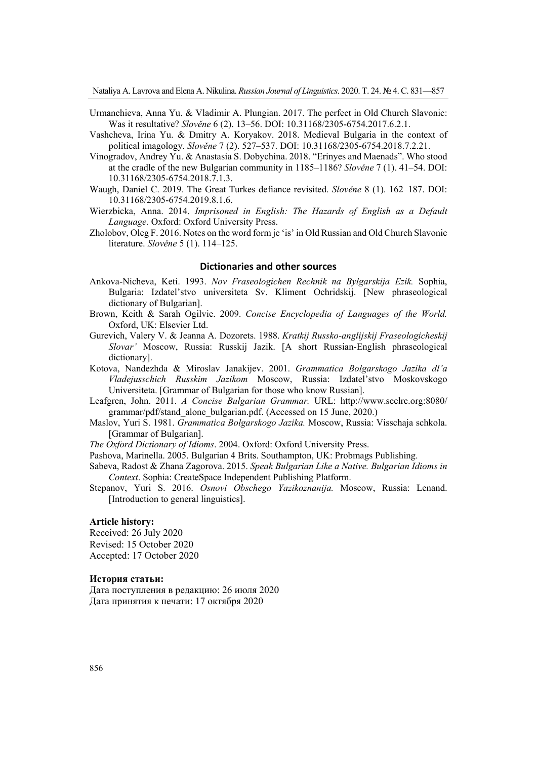Urmanchieva, Anna Yu. & Vladimir A. Plungian. 2017. The perfect in Old Church Slavonic: Was it resultative? *Slověne* 6 (2). 13–56. DOI: 10.31168/2305-6754.2017.6.2.1.

Vashcheva, Irina Yu. & Dmitry A. Koryakov. 2018. Medieval Bulgaria in the context of political imagology. *Slověne* 7 (2). 527–537. DOI: 10.31168/2305-6754.2018.7.2.21.

Vinogradov, Andrey Yu. & Anastasia S. Dobychina. 2018. "Erinyes and Maenads". Who stood at the cradle of the new Bulgarian community in 1185–1186? *Slověne* 7 (1). 41–54. DOI: 10.31168/2305-6754.2018.7.1.3.

Waugh, Daniel C. 2019. The Great Turkes defiance revisited. *Slověne* 8 (1). 162–187. DOI: 10.31168/2305-6754.2019.8.1.6.

Wierzbicka, Anna. 2014. *Imprisoned in English: The Hazards of English as a Default Language.* Oxford: Oxford University Press.

Zholobov, Oleg F. 2016. Notes on the word form je 'is' in Old Russian and Old Church Slavonic literature. *Slověne* 5 (1). 114–125.

## Dictionaries and other sources

Ankova-Nicheva, Keti. 1993. *Nov Fraseologichen Rechnik na Bylgarskija Ezik.* Sophia, Bulgaria: Izdatel'stvo universiteta Sv. Kliment Ochridskij. [New phraseological dictionary of Bulgarian].

Brown, Keith & Sarah Ogilvie. 2009. *Concise Encyclopedia of Languages of the World.* Oxford, UK: Elsevier Ltd.

Gurevich, Valery V. & Jeanna A. Dozorets. 1988. *Kratkij Russko-anglijskij Fraseologicheskij Slovar'* Moscow, Russia: Russkij Jazik. [A short Russian-English phraseological dictionary].

Kotova, Nandezhda & Miroslav Janakijev. 2001. *Grammatica Bolgarskogo Jazika dl'a Vladejusschich Russkim Jazikom* Moscow, Russia: Izdatel'stvo Moskovskogo Universiteta. [Grammar of Bulgarian for those who know Russian].

Leafgren, John. 2011. *A Concise Bulgarian Grammar.* URL: http://www.seelrc.org:8080/grammar/pdf/stand_alone_bulgarian.pdf. (Accessed on 15 June, 2020.)

Maslov, Yuri S. 1981. *Grammatica Bolgarskogo Jazika.* Moscow, Russia: Visschaja schkola. [Grammar of Bulgarian].

*The Oxford Dictionary of Idioms*. 2004. Oxford: Oxford University Press.

Pashova, Marinella. 2005. Bulgarian 4 Brits. Southampton, UK: Probmags Publishing.

Sabeva, Radost & Zhana Zagorova. 2015. *Speak Bulgarian Like a Native. Bulgarian Idioms in Context*. Sophia: CreateSpace Independent Publishing Platform.

Stepanov, Yuri S. 2016. *Osnovi Obschego Yazikoznanija.* Moscow, Russia: Lenand. [Introduction to general linguistics].

**Article history:**
Received: 26 July 2020
Revised: 15 October 2020
Accepted: 17 October 2020

**История статьи:**
Дата поступления в редакцию: 26 июля 2020
Дата принятия к печати: 17 октября 2020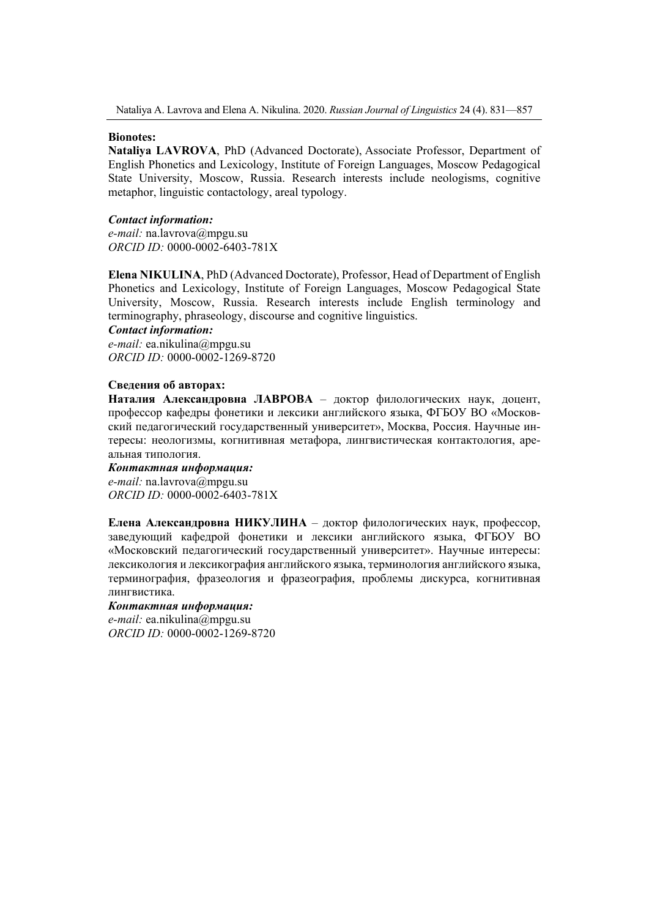**Bionotes:**

**Nataliya LAVROVA**, PhD (Advanced Doctorate), Associate Professor, Department of English Phonetics and Lexicology, Institute of Foreign Languages, Moscow Pedagogical State University, Moscow, Russia. Research interests include neologisms, cognitive metaphor, linguistic contactology, areal typology.

***Contact information:***

*e-mail:* na.lavrova@mpgu.su
*ORCID ID:* 0000-0002-6403-781X

**Elena NIKULINA**, PhD (Advanced Doctorate), Professor, Head of Department of English Phonetics and Lexicology, Institute of Foreign Languages, Moscow Pedagogical State University, Moscow, Russia. Research interests include English terminology and terminography, phraseology, discourse and cognitive linguistics.

***Contact information:***

*e-mail:* ea.nikulina@mpgu.su
*ORCID ID:* 0000-0002-1269-8720

**Сведения об авторах:**

**Наталия Александровна ЛАВРОВА** – доктор филологических наук, доцент, профессор кафедры фонетики и лексики английского языка, ФГБОУ ВО «Московский педагогический государственный университет», Москва, Россия. Научные интересы: неологизмы, когнитивная метафора, лингвистическая контактология, ареальная типология.

***Контактная информация:***

*e-mail:* na.lavrova@mpgu.su
*ORCID ID:* 0000-0002-6403-781X

**Елена Александровна НИКУЛИНА** – доктор филологических наук, профессор, заведующий кафедрой фонетики и лексики английского языка, ФГБОУ ВО «Московский педагогический государственный университет». Научные интересы: лексикология и лексикография английского языка, терминология английского языка, терминография, фразеология и фразеография, проблемы дискурса, когнитивная лингвистика.

***Контактная информация:***

*e-mail:* ea.nikulina@mpgu.su
*ORCID ID:* 0000-0002-1269-8720